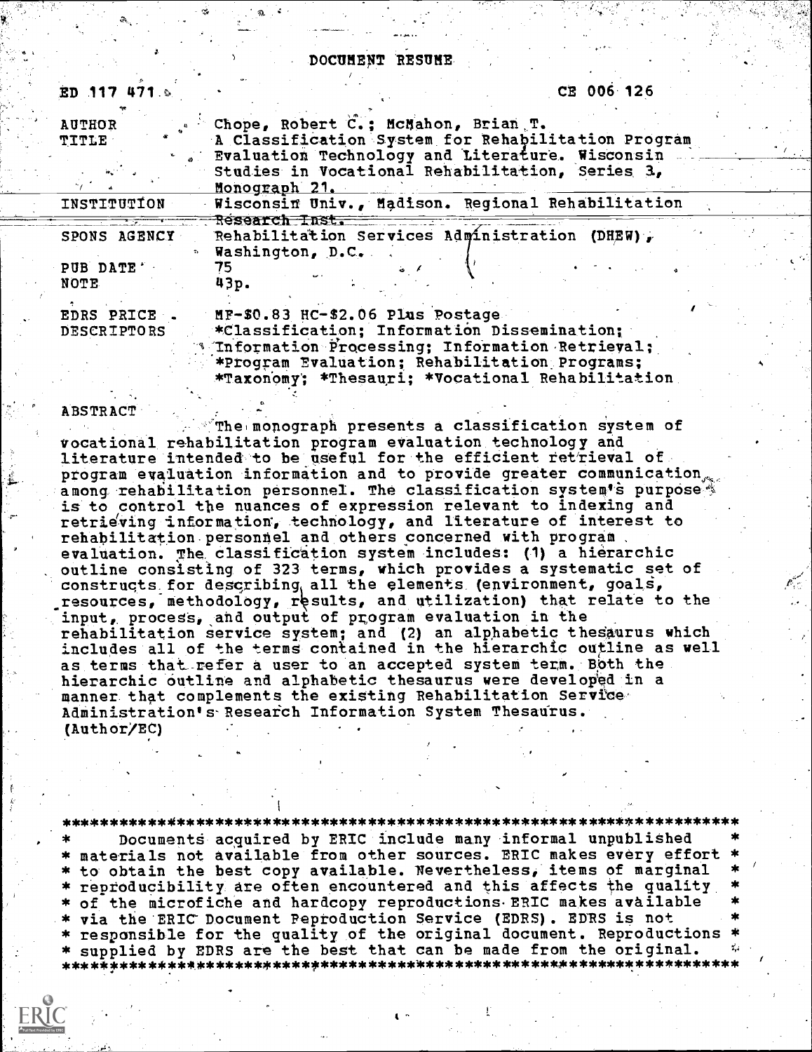# DOCUMENT RESUME

| | |
|---|---|
| ED 117 471 | CE 006 126 |
| AUTHOR | Chope, Robert C.; McMahon, Brian T. |
| TITLE | A Classification System for Rehabilitation Program Evaluation Technology and Literature. Wisconsin Studies in Vocational Rehabilitation, Series 3, Monograph 21. |
| INSTITUTION | Wisconsin Univ., Madison. Regional Rehabilitation Research Inst. |
| SPONS AGENCY | Rehabilitation Services Administration (DHEW), Washington, D.C. |
| PUB DATE | 75 |
| NOTE | 43p. |
| EDRS PRICE | MF-$0.83 HC-$2.06 Plus Postage |
| DESCRIPTORS | *Classification; Information Dissemination; Information Processing; Information Retrieval; *Program Evaluation; Rehabilitation Programs; *Taxonomy; *Thesauri; *Vocational Rehabilitation |

ABSTRACT

The monograph presents a classification system of vocational rehabilitation program evaluation technology and literature intended to be useful for the efficient retrieval of program evaluation information and to provide greater communication among rehabilitation personnel. The classification system's purpose is to control the nuances of expression relevant to indexing and retrieving information, technology, and literature of interest to rehabilitation personnel and others concerned with program evaluation. The classification system includes: (1) a hierarchic outline consisting of 323 terms, which provides a systematic set of constructs for describing all the elements (environment, goals, resources, methodology, results, and utilization) that relate to the input, process, and output of program evaluation in the rehabilitation service system; and (2) an alphabetic thesaurus which includes all of the terms contained in the hierarchic outline as well as terms that refer a user to an accepted system term. Both the hierarchic outline and alphabetic thesaurus were developed in a manner that complements the existing Rehabilitation Service Administration's Research Information System Thesaurus. (Author/EC)

***********************************************************************
* Documents acquired by ERIC include many informal unpublished *
* materials not available from other sources. ERIC makes every effort *
* to obtain the best copy available. Nevertheless, items of marginal *
* reproducibility are often encountered and this affects the quality *
* of the microfiche and hardcopy reproductions ERIC makes available *
* via the ERIC Document Reproduction Service (EDRS). EDRS is not *
* responsible for the quality of the original document. Reproductions *
* supplied by EDRS are the best that can be made from the original. *
***********************************************************************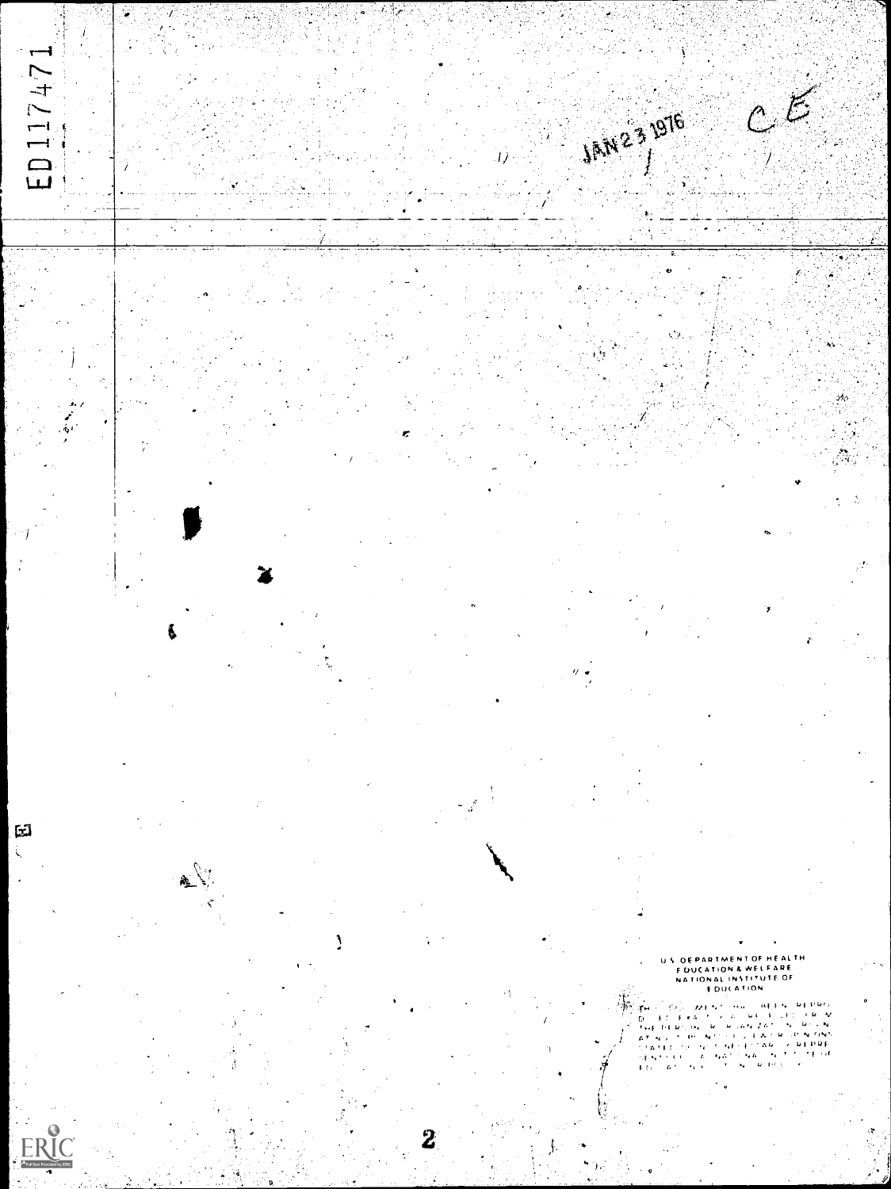JAN 23 1976

C E

U.S. DEPARTMENT OF HEALTH
EDUCATION & WELFARE
NATIONAL INSTITUTE OF
EDUCATION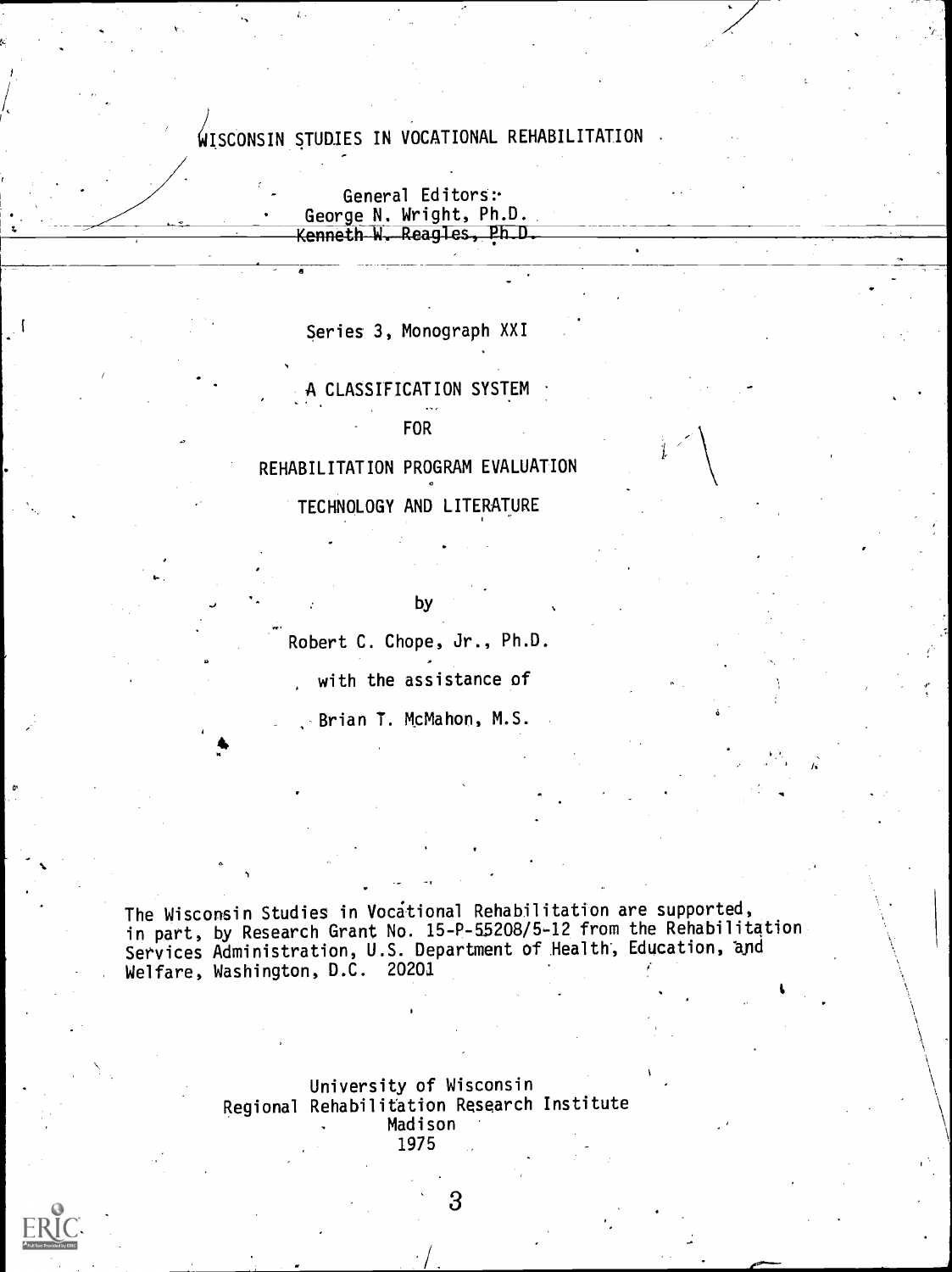WISCONSIN STUDIES IN VOCATIONAL REHABILITATION

General Editors:
George N. Wright, Ph.D.
Kenneth W. Reagles, Ph.D.

Series 3, Monograph XXI

# A CLASSIFICATION SYSTEM FOR REHABILITATION PROGRAM EVALUATION TECHNOLOGY AND LITERATURE

by

Robert C. Chope, Jr., Ph.D.

with the assistance of

Brian T. McMahon, M.S.

The Wisconsin Studies in Vocational Rehabilitation are supported, in part, by Research Grant No. 15-P-55208/5-12 from the Rehabilitation Services Administration, U.S. Department of Health, Education, and Welfare, Washington, D.C. 20201

University of Wisconsin
Regional Rehabilitation Research Institute
Madison
1975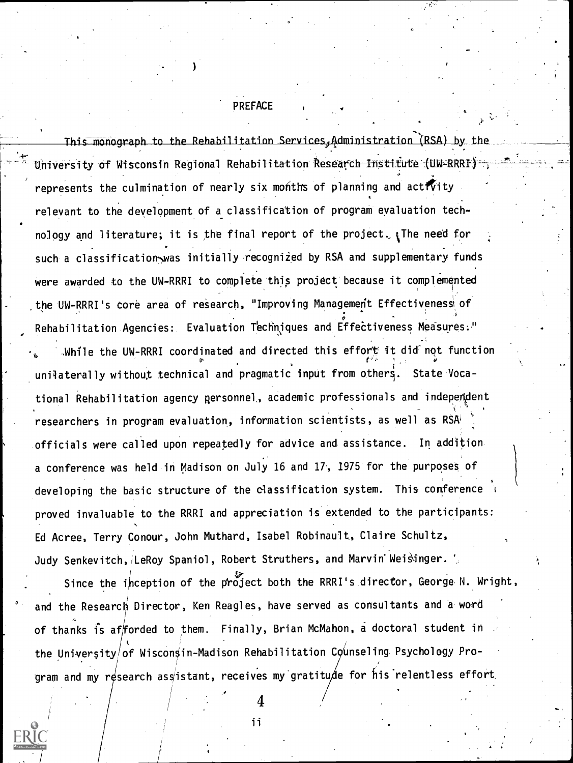# PREFACE

This monograph to the Rehabilitation Services Administration (RSA) by the University of Wisconsin Regional Rehabilitation Research Institute (UW-RRRI), represents the culmination of nearly six months of planning and activity relevant to the development of a classification of program evaluation technology and literature; it is the final report of the project. The need for such a classification was initially recognized by RSA and supplementary funds were awarded to the UW-RRRI to complete this project because it complemented the UW-RRRI's core area of research, "Improving Management Effectiveness of Rehabilitation Agencies: Evaluation Techniques and Effectiveness Measures."

While the UW-RRRI coordinated and directed this effort it did not function unilaterally without technical and pragmatic input from others. State Vocational Rehabilitation agency personnel, academic professionals and independent researchers in program evaluation, information scientists, as well as RSA officials were called upon repeatedly for advice and assistance. In addition a conference was held in Madison on July 16 and 17, 1975 for the purposes of developing the basic structure of the classification system. This conference proved invaluable to the RRRI and appreciation is extended to the participants: Ed Acree, Terry Conour, John Muthard, Isabel Robinault, Claire Schultz, Judy Senkevitch, LeRoy Spaniol, Robert Struthers, and Marvin Weisinger.

Since the inception of the project both the RRRI's director, George N. Wright, and the Research Director, Ken Reagles, have served as consultants and a word of thanks is afforded to them. Finally, Brian McMahon, a doctoral student in the University of Wisconsin-Madison Rehabilitation Counseling Psychology Program and my research assistant, receives my gratitude for his relentless effort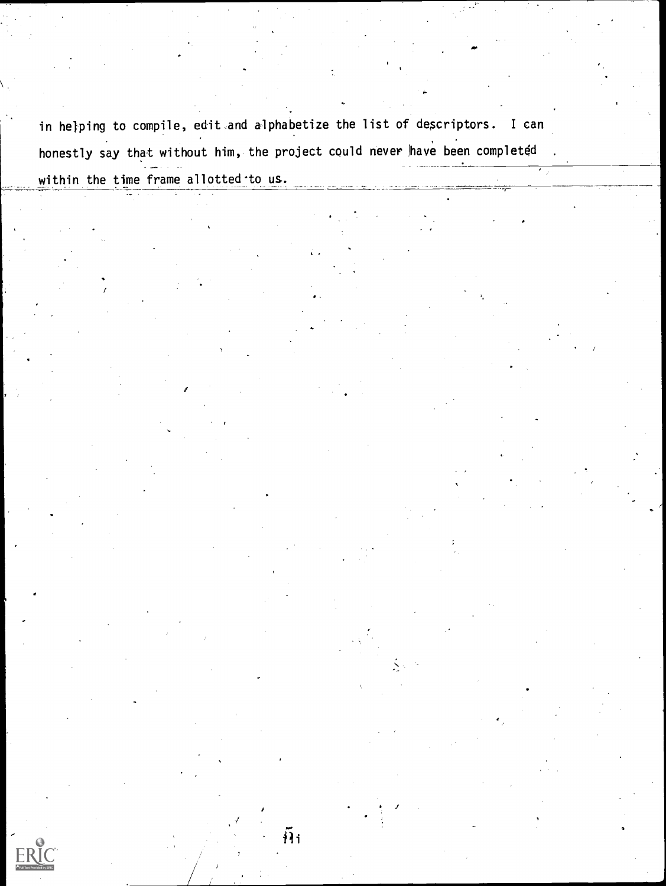in helping to compile, edit and alphabetize the list of descriptors. I can honestly say that without him, the project could never have been completed within the time frame allotted to us.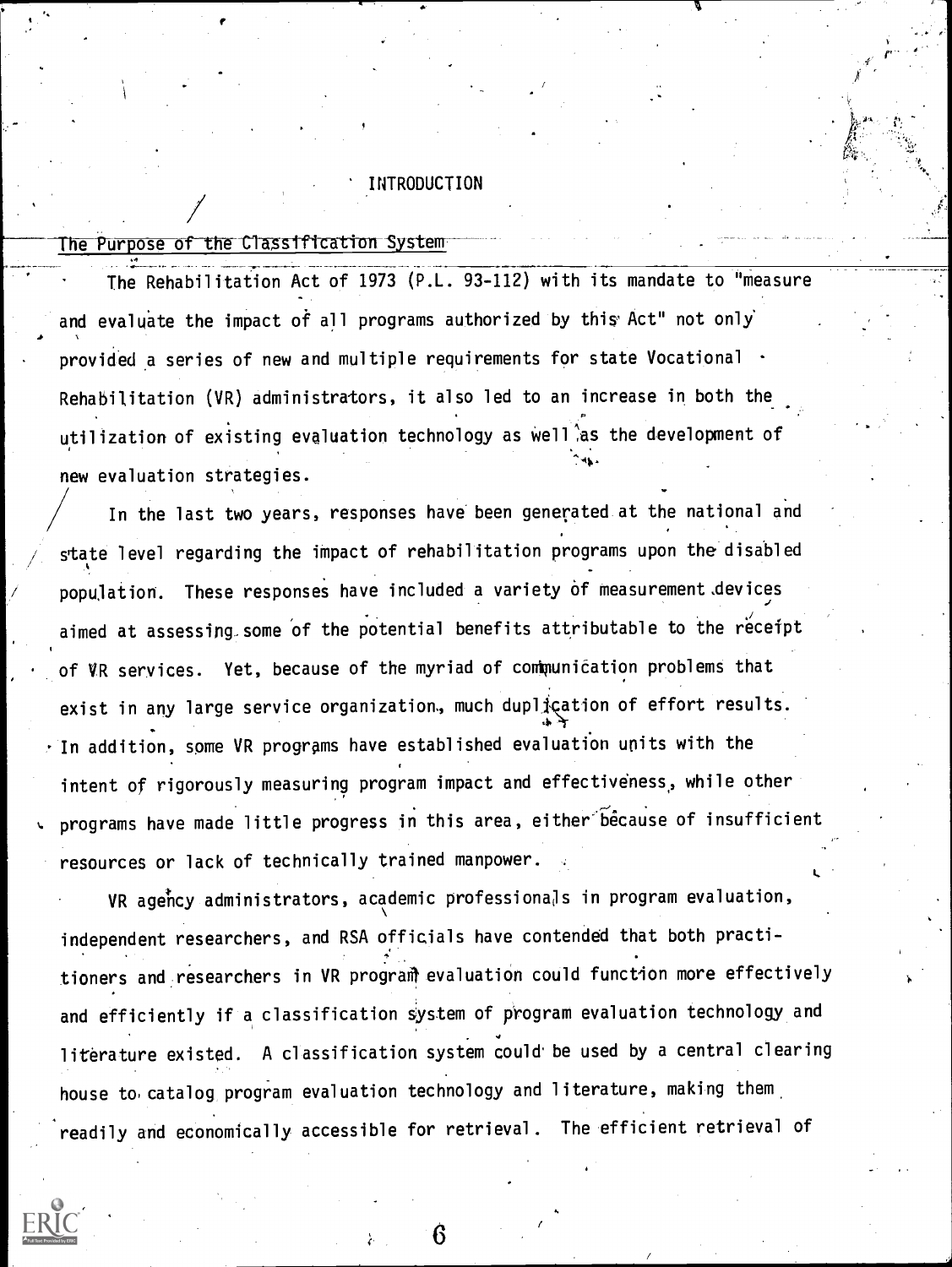# INTRODUCTION

## The Purpose of the Classification System

The Rehabilitation Act of 1973 (P.L. 93-112) with its mandate to "measure and evaluate the impact of all programs authorized by this Act" not only provided a series of new and multiple requirements for state Vocational Rehabilitation (VR) administrators, it also led to an increase in both the utilization of existing evaluation technology as well as the development of new evaluation strategies.

In the last two years, responses have been generated at the national and state level regarding the impact of rehabilitation programs upon the disabled population. These responses have included a variety of measurement devices aimed at assessing some of the potential benefits attributable to the receipt of VR services. Yet, because of the myriad of communication problems that exist in any large service organization, much duplication of effort results. In addition, some VR programs have established evaluation units with the intent of rigorously measuring program impact and effectiveness, while other programs have made little progress in this area, either because of insufficient resources or lack of technically trained manpower.

VR agency administrators, academic professionals in program evaluation, independent researchers, and RSA officials have contended that both practitioners and researchers in VR program evaluation could function more effectively and efficiently if a classification system of program evaluation technology and literature existed. A classification system could be used by a central clearing house to catalog program evaluation technology and literature, making them readily and economically accessible for retrieval. The efficient retrieval of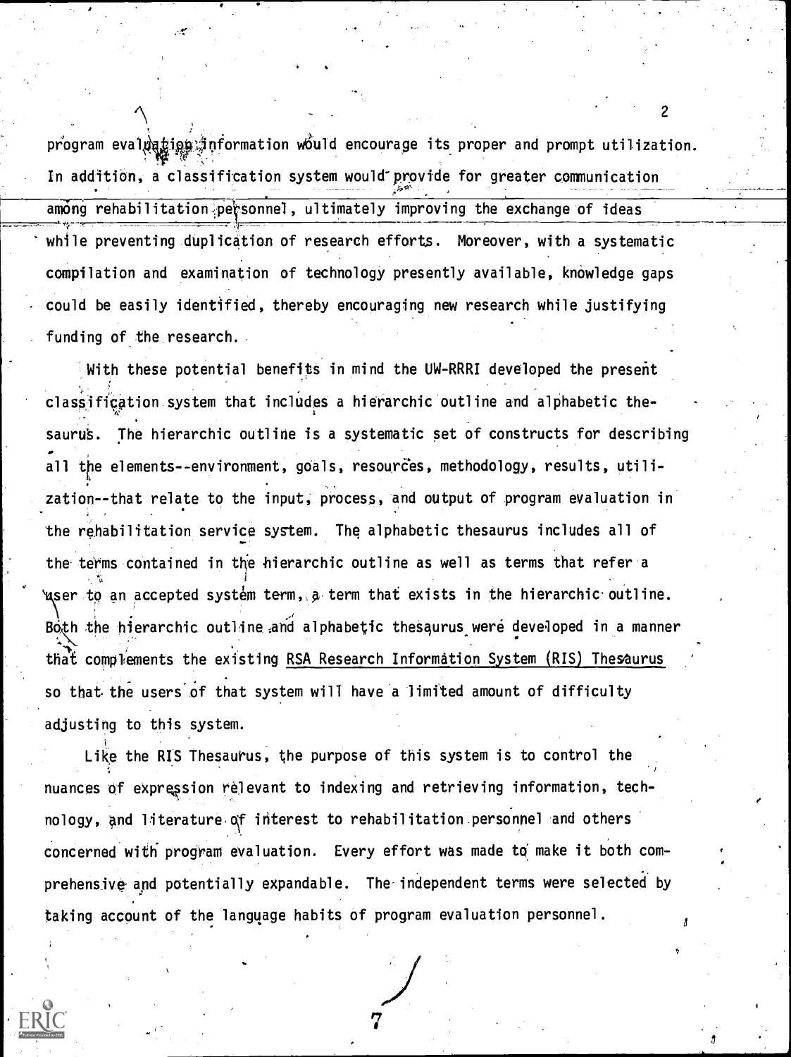program evaluation information would encourage its proper and prompt utilization. In addition, a classification system would provide for greater communication among rehabilitation personnel, ultimately improving the exchange of ideas while preventing duplication of research efforts. Moreover, with a systematic compilation and examination of technology presently available, knowledge gaps could be easily identified, thereby encouraging new research while justifying funding of the research.

With these potential benefits in mind the UW-RRRI developed the present classification system that includes a hierarchic outline and alphabetic thesaurus. The hierarchic outline is a systematic set of constructs for describing all the elements--environment, goals, resources, methodology, results, utilization--that relate to the input, process, and output of program evaluation in the rehabilitation service system. The alphabetic thesaurus includes all of the terms contained in the hierarchic outline as well as terms that refer a user to an accepted system term, a term that exists in the hierarchic outline. Both the hierarchic outline and alphabetic thesaurus were developed in a manner that complements the existing RSA Research Information System (RIS) Thesaurus so that the users of that system will have a limited amount of difficulty adjusting to this system.

Like the RIS Thesaurus, the purpose of this system is to control the nuances of expression relevant to indexing and retrieving information, technology, and literature of interest to rehabilitation personnel and others concerned with program evaluation. Every effort was made to make it both comprehensive and potentially expandable. The independent terms were selected by taking account of the language habits of program evaluation personnel.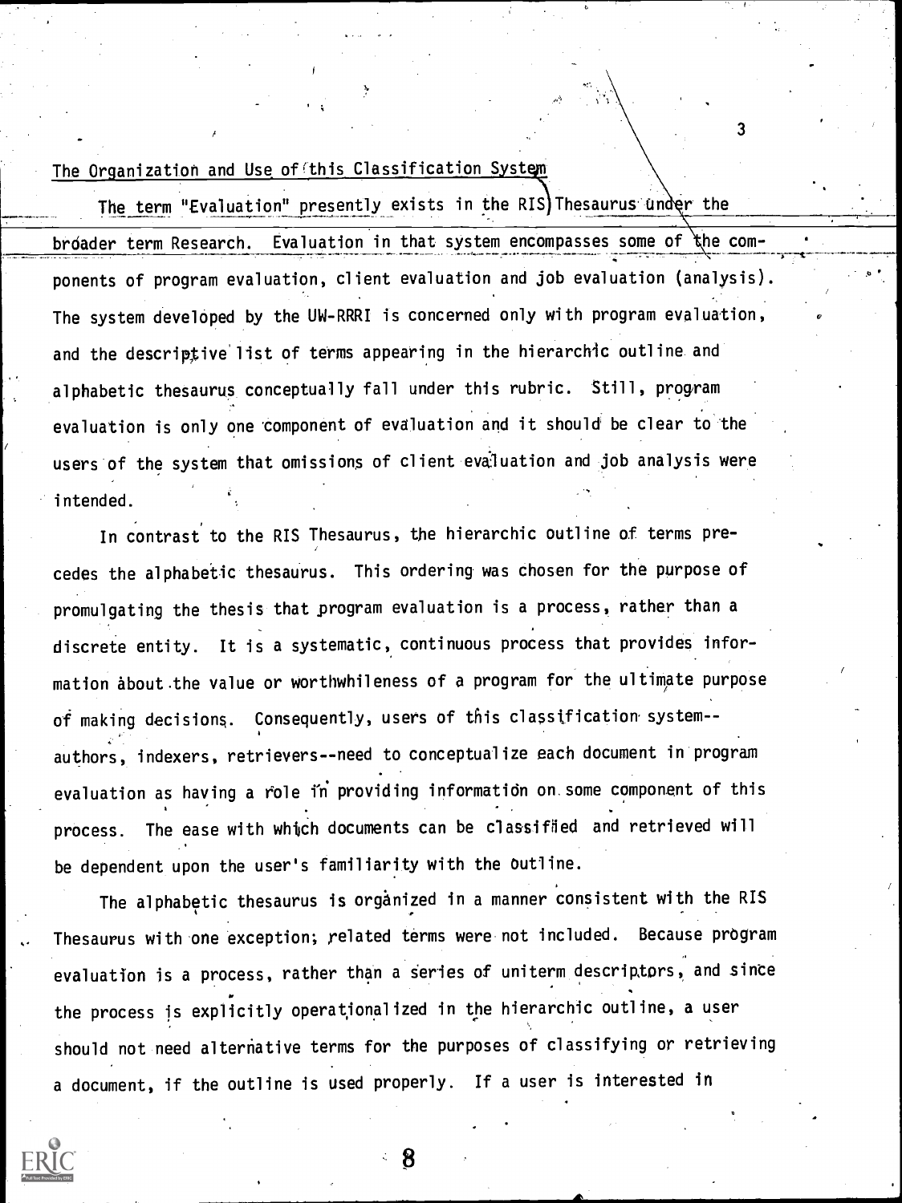## The Organization and Use of this Classification System

The term "Evaluation" presently exists in the RIS Thesaurus under the broader term Research. Evaluation in that system encompasses some of the components of program evaluation, client evaluation and job evaluation (analysis). The system developed by the UW-RRRI is concerned only with program evaluation, and the descriptive list of terms appearing in the hierarchic outline and alphabetic thesaurus conceptually fall under this rubric. Still, program evaluation is only one component of evaluation and it should be clear to the users of the system that omissions of client evaluation and job analysis were intended.

In contrast to the RIS Thesaurus, the hierarchic outline of terms precedes the alphabetic thesaurus. This ordering was chosen for the purpose of promulgating the thesis that program evaluation is a process, rather than a discrete entity. It is a systematic, continuous process that provides information about the value or worthwhileness of a program for the ultimate purpose of making decisions. Consequently, users of this classification system--authors, indexers, retrievers--need to conceptualize each document in program evaluation as having a role in providing information on some component of this process. The ease with which documents can be classified and retrieved will be dependent upon the user's familiarity with the outline.

The alphabetic thesaurus is organized in a manner consistent with the RIS Thesaurus with one exception; related terms were not included. Because program evaluation is a process, rather than a series of uniterm descriptors, and since the process is explicitly operationalized in the hierarchic outline, a user should not need alternative terms for the purposes of classifying or retrieving a document, if the outline is used properly. If a user is interested in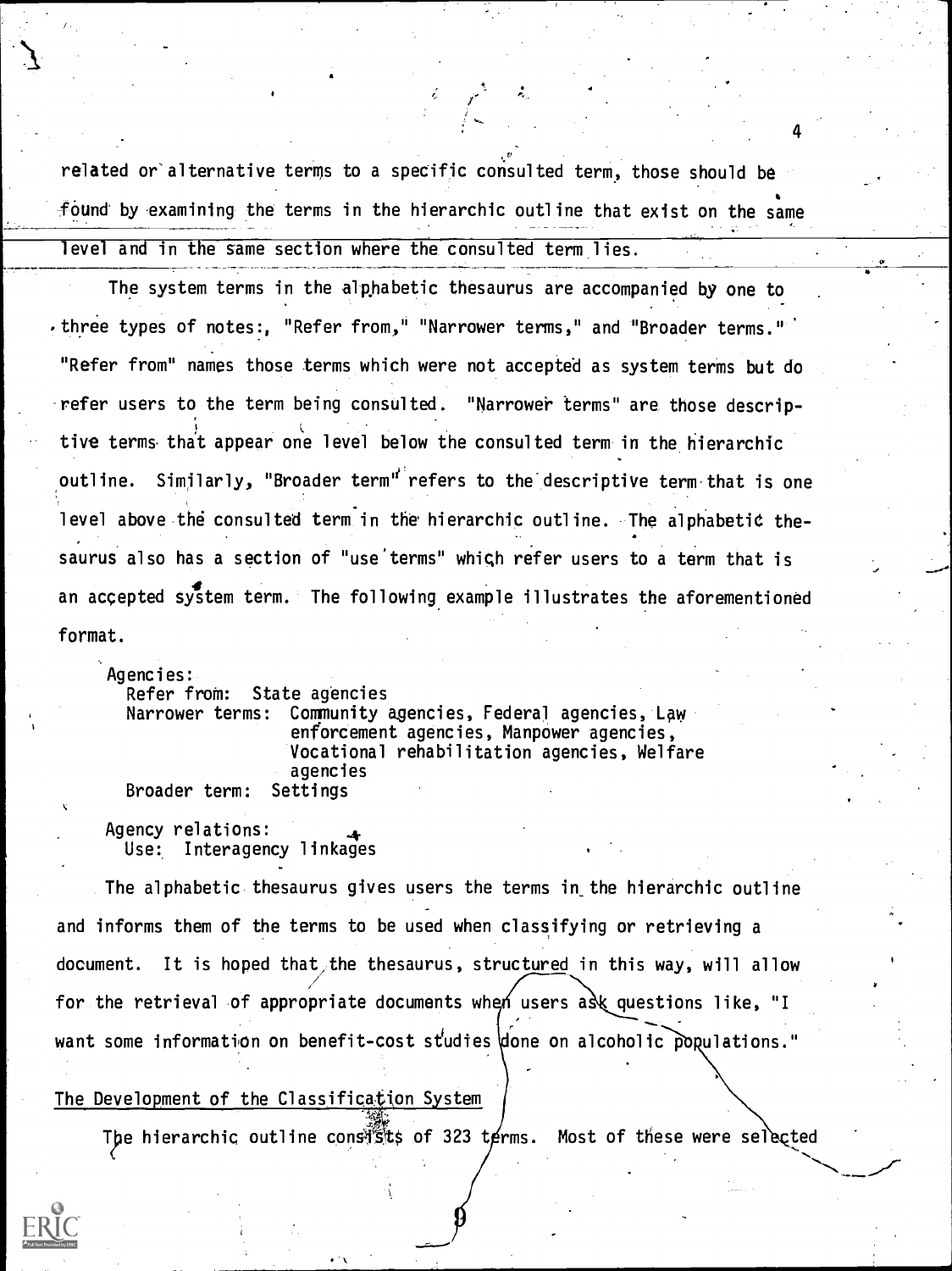related or alternative terms to a specific consulted term, those should be found by examining the terms in the hierarchic outline that exist on the same level and in the same section where the consulted term lies.

The system terms in the alphabetic thesaurus are accompanied by one to three types of notes: "Refer from," "Narrower terms," and "Broader terms." "Refer from" names those terms which were not accepted as system terms but do refer users to the term being consulted. "Narrower terms" are those descriptive terms that appear one level below the consulted term in the hierarchic outline. Similarly, "Broader term" refers to the descriptive term that is one level above the consulted term in the hierarchic outline. The alphabetic thesaurus also has a section of "use terms" which refer users to a term that is an accepted system term. The following example illustrates the aforementioned format.

```
Agencies:
  Refer from:  State agencies
  Narrower terms:  Community agencies, Federal agencies, Law
                   enforcement agencies, Manpower agencies,
                   Vocational rehabilitation agencies, Welfare
                   agencies
  Broader term:  Settings

Agency relations:
  Use:  Interagency linkages
```

The alphabetic thesaurus gives users the terms in the hierarchic outline and informs them of the terms to be used when classifying or retrieving a document. It is hoped that the thesaurus, structured in this way, will allow for the retrieval of appropriate documents when users ask questions like, "I want some information on benefit-cost studies done on alcoholic populations."

## The Development of the Classification System

The hierarchic outline consists of 323 terms. Most of these were selected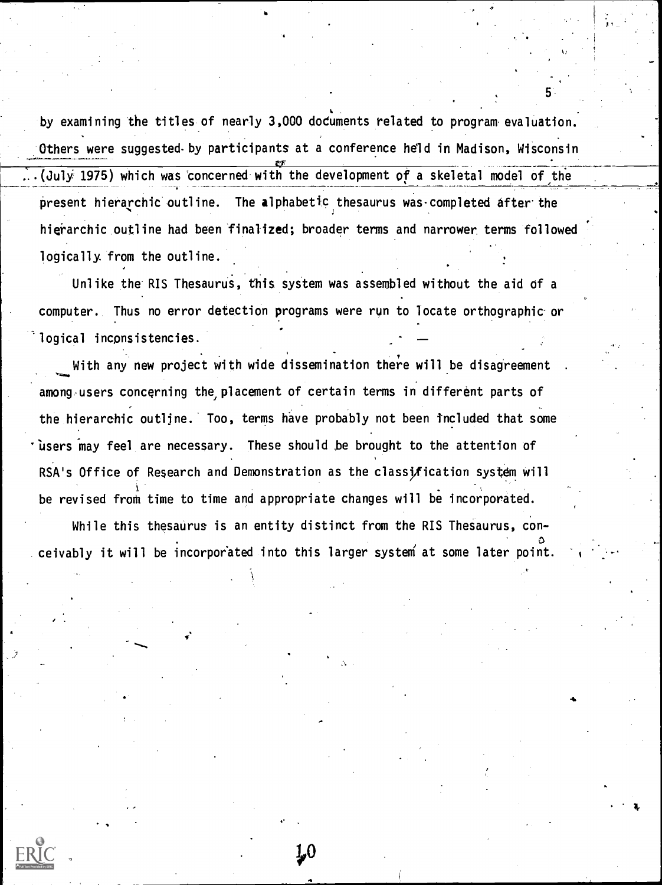by examining the titles of nearly 3,000 documents related to program evaluation. Others were suggested by participants at a conference held in Madison, Wisconsin (July 1975) which was concerned with the development of a skeletal model of the present hierarchic outline. The alphabetic thesaurus was completed after the hierarchic outline had been finalized; broader terms and narrower terms followed logically from the outline.

Unlike the RIS Thesaurus, this system was assembled without the aid of a computer. Thus no error detection programs were run to locate orthographic or logical inconsistencies.

With any new project with wide dissemination there will be disagreement among users concerning the placement of certain terms in different parts of the hierarchic outline. Too, terms have probably not been included that some users may feel are necessary. These should be brought to the attention of RSA's Office of Research and Demonstration as the classification system will be revised from time to time and appropriate changes will be incorporated.

While this thesaurus is an entity distinct from the RIS Thesaurus, conceivably it will be incorporated into this larger system at some later point.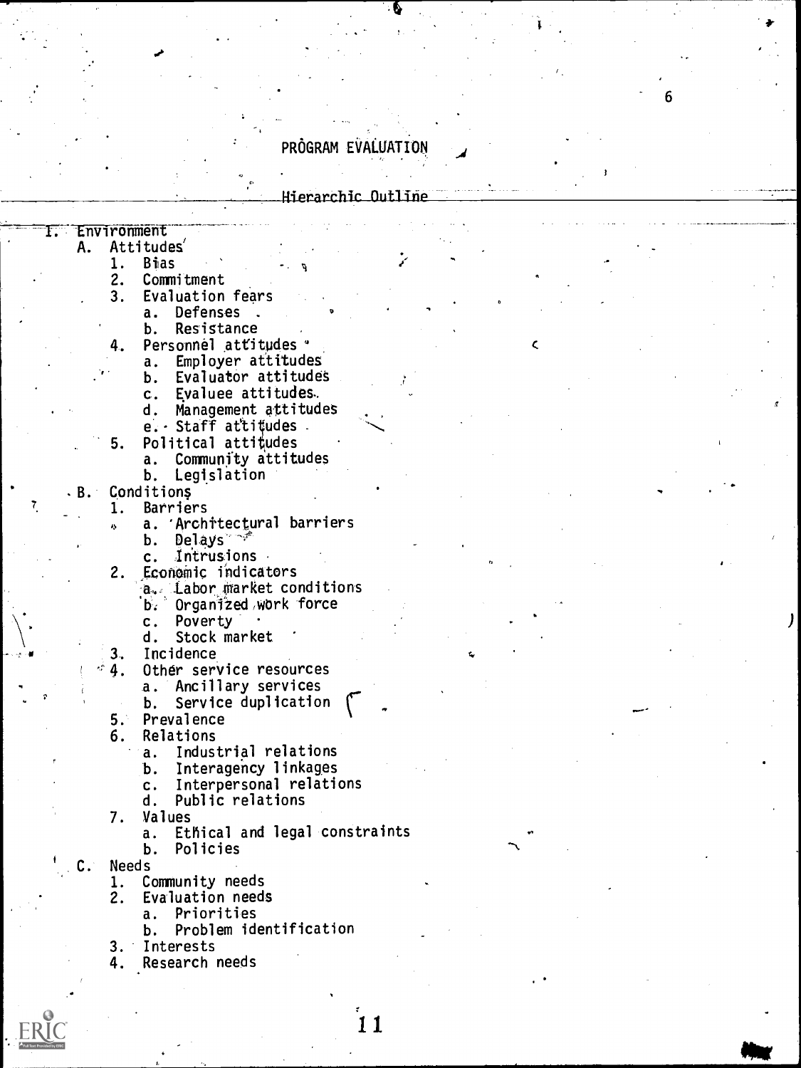# PROGRAM EVALUATION

## Hierarchic Outline

I. Environment
   A. Attitudes
      1. Bias
      2. Commitment
      3. Evaluation fears
         a. Defenses
         b. Resistance
      4. Personnel attitudes
         a. Employer attitudes
         b. Evaluator attitudes
         c. Evaluee attitudes
         d. Management attitudes
         e. Staff attitudes
      5. Political attitudes
         a. Community attitudes
         b. Legislation
   B. Conditions
      1. Barriers
         a. Architectural barriers
         b. Delays
         c. Intrusions
      2. Economic indicators
         a. Labor market conditions
         b. Organized work force
         c. Poverty
         d. Stock market
      3. Incidence
      4. Other service resources
         a. Ancillary services
         b. Service duplication
      5. Prevalence
      6. Relations
         a. Industrial relations
         b. Interagency linkages
         c. Interpersonal relations
         d. Public relations
      7. Values
         a. Ethical and legal constraints
         b. Policies
   C. Needs
      1. Community needs
      2. Evaluation needs
         a. Priorities
         b. Problem identification
      3. Interests
      4. Research needs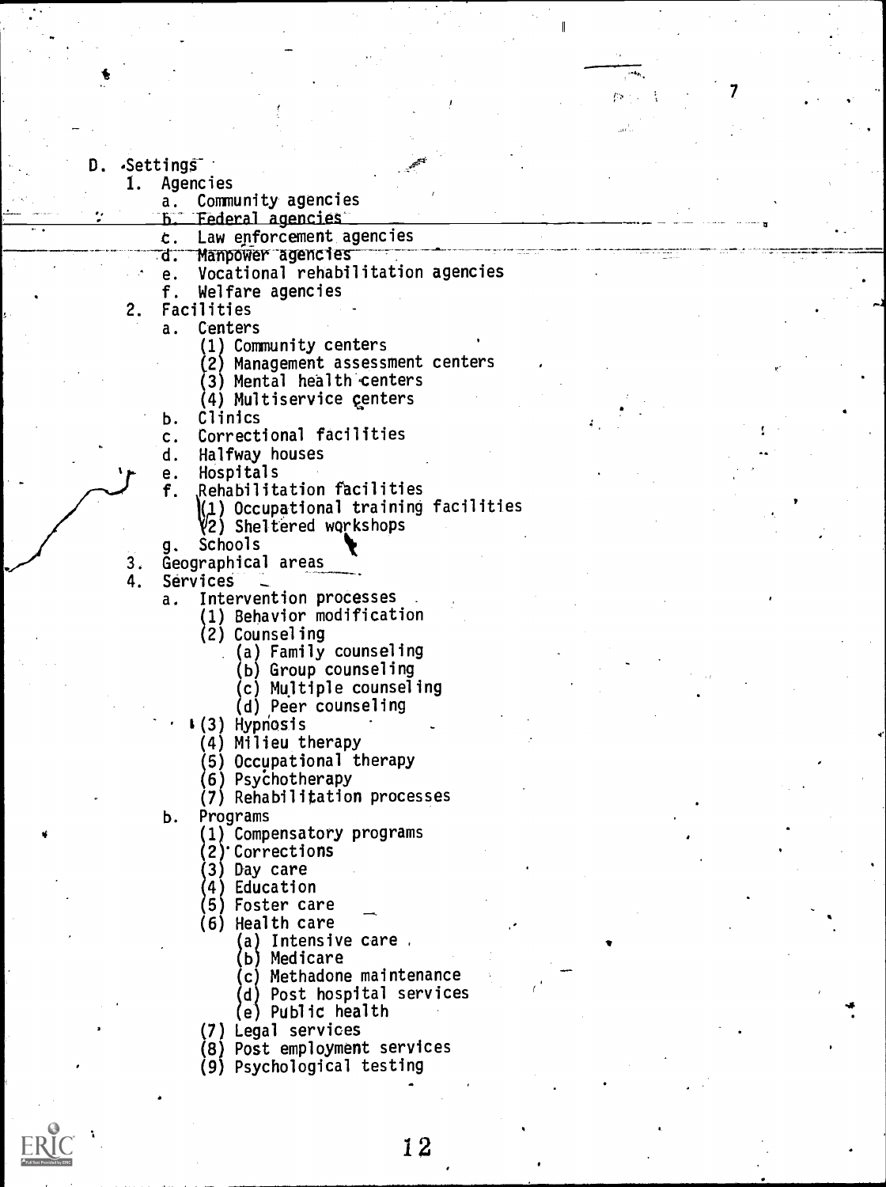D. Settings
   1. Agencies
      a. Community agencies
      b. Federal agencies
      c. Law enforcement agencies
      d. Manpower agencies
      e. Vocational rehabilitation agencies
      f. Welfare agencies
   2. Facilities
      a. Centers
         (1) Community centers
         (2) Management assessment centers
         (3) Mental health centers
         (4) Multiservice centers
      b. Clinics
      c. Correctional facilities
      d. Halfway houses
      e. Hospitals
      f. Rehabilitation facilities
         (1) Occupational training facilities
         (2) Sheltered workshops
      g. Schools
   3. Geographical areas
   4. Services
      a. Intervention processes
         (1) Behavior modification
         (2) Counseling
            (a) Family counseling
            (b) Group counseling
            (c) Multiple counseling
            (d) Peer counseling
         (3) Hypnosis
         (4) Milieu therapy
         (5) Occupational therapy
         (6) Psychotherapy
         (7) Rehabilitation processes
      b. Programs
         (1) Compensatory programs
         (2) Corrections
         (3) Day care
         (4) Education
         (5) Foster care
         (6) Health care
            (a) Intensive care
            (b) Medicare
            (c) Methadone maintenance
            (d) Post hospital services
            (e) Public health
         (7) Legal services
         (8) Post employment services
         (9) Psychological testing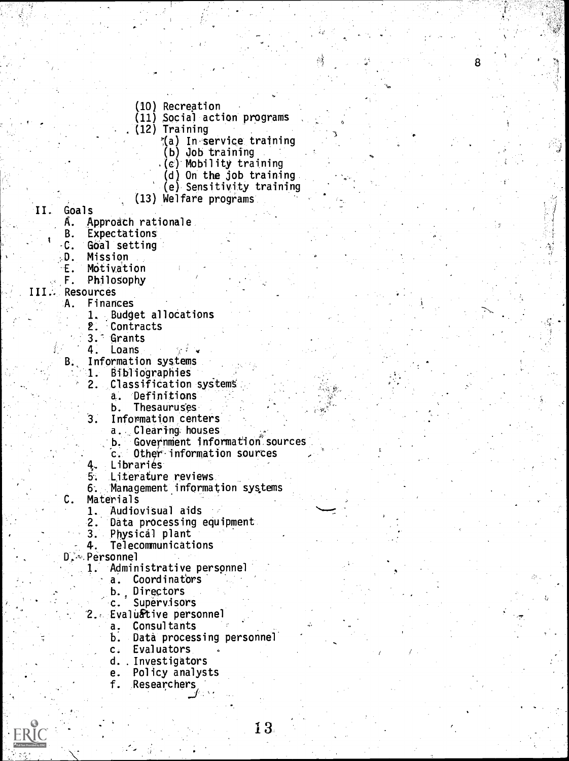- (10) Recreation
- (11) Social action programs
- (12) Training
  - (a) In service training
  - (b) Job training
  - (c) Mobility training
  - (d) On the job training
  - (e) Sensitivity training
- (13) Welfare programs

II. Goals
- A. Approach rationale
- B. Expectations
- C. Goal setting
- D. Mission
- E. Motivation
- F. Philosophy

III. Resources
- A. Finances
  1. Budget allocations
  2. Contracts
  3. Grants
  4. Loans
- B. Information systems
  1. Bibliographies
  2. Classification systems
     - a. Definitions
     - b. Thesauruses
  3. Information centers
     - a. Clearing houses
     - b. Government information sources
     - c. Other information sources
  4. Libraries
  5. Literature reviews
  6. Management information systems
- C. Materials
  1. Audiovisual aids
  2. Data processing equipment
  3. Physical plant
  4. Telecommunications
- D. Personnel
  1. Administrative personnel
     - a. Coordinators
     - b. Directors
     - c. Supervisors
  2. Evaluative personnel
     - a. Consultants
     - b. Data processing personnel
     - c. Evaluators
     - d. Investigators
     - e. Policy analysts
     - f. Researchers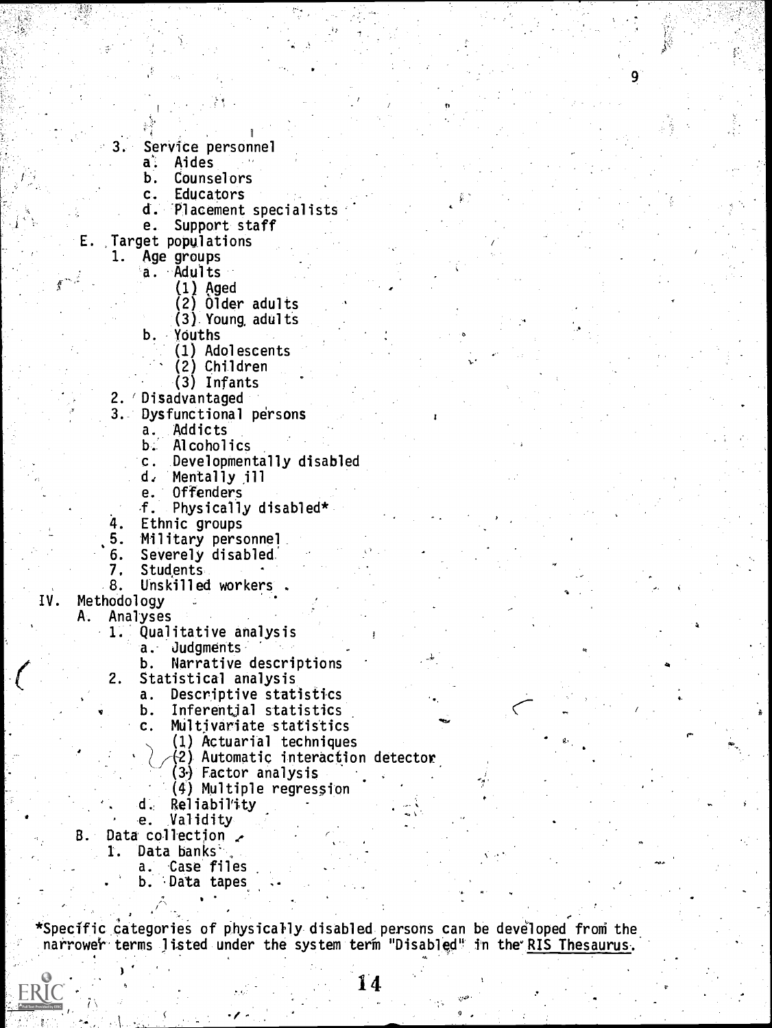3. Service personnel
    a. Aides
    b. Counselors
    c. Educators
    d. Placement specialists
    e. Support staff

E. Target populations
  1. Age groups
      a. Adults
          (1) Aged
          (2) Older adults
          (3) Young adults
      b. Youths
          (1) Adolescents
          (2) Children
          (3) Infants
  2. Disadvantaged
  3. Dysfunctional persons
      a. Addicts
      b. Alcoholics
      c. Developmentally disabled
      d. Mentally ill
      e. Offenders
      f. Physically disabled*
  4. Ethnic groups
  5. Military personnel
  6. Severely disabled
  7. Students
  8. Unskilled workers

IV. Methodology
  A. Analyses
    1. Qualitative analysis
        a. Judgments
        b. Narrative descriptions
    2. Statistical analysis
        a. Descriptive statistics
        b. Inferential statistics
        c. Multivariate statistics
            (1) Actuarial techniques
            (2) Automatic interaction detector
            (3) Factor analysis
            (4) Multiple regression
        d. Reliability
        e. Validity
  B. Data collection
    1. Data banks
        a. Case files
        b. Data tapes

*Specific categories of physically disabled persons can be developed from the narrower terms listed under the system term "Disabled" in the <u>RIS Thesaurus</u>.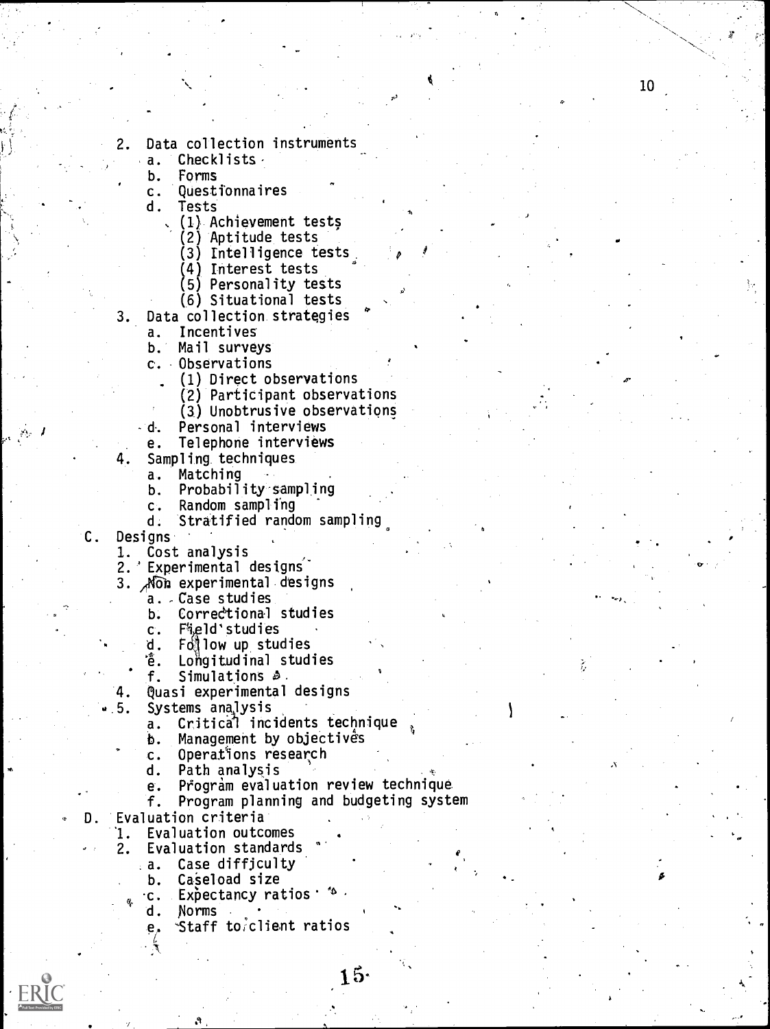2. Data collection instruments
   a. Checklists
   b. Forms
   c. Questionnaires
   d. Tests
      (1) Achievement tests
      (2) Aptitude tests
      (3) Intelligence tests
      (4) Interest tests
      (5) Personality tests
      (6) Situational tests
3. Data collection strategies
   a. Incentives
   b. Mail surveys
   c. Observations
      (1) Direct observations
      (2) Participant observations
      (3) Unobtrusive observations
   d. Personal interviews
   e. Telephone interviews
4. Sampling techniques
   a. Matching
   b. Probability sampling
   c. Random sampling
   d. Stratified random sampling

C. Designs
   1. Cost analysis
   2. Experimental designs
   3. Non experimental designs
      a. Case studies
      b. Correctional studies
      c. Field studies
      d. Follow up studies
      e. Longitudinal studies
      f. Simulations
   4. Quasi experimental designs
   5. Systems analysis
      a. Critical incidents technique
      b. Management by objectives
      c. Operations research
      d. Path analysis
      e. Program evaluation review technique
      f. Program planning and budgeting system

D. Evaluation criteria
   1. Evaluation outcomes
   2. Evaluation standards
      a. Case difficulty
      b. Caseload size
      c. Expectancy ratios
      d. Norms
      e. Staff to client ratios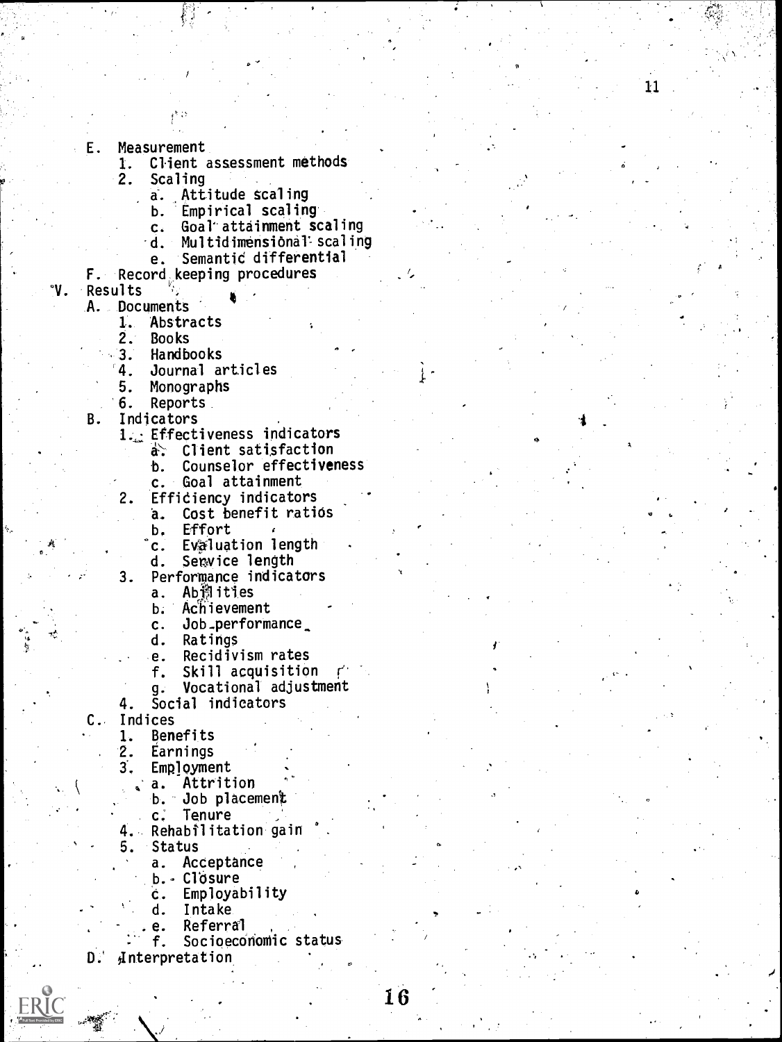- E. Measurement
    1. Client assessment methods
    2. Scaling
        - a. Attitude scaling
        - b. Empirical scaling
        - c. Goal attainment scaling
        - d. Multidimensional scaling
        - e. Semantic differential
- F. Record keeping procedures

V. Results

- A. Documents
    1. Abstracts
    2. Books
    3. Handbooks
    4. Journal articles
    5. Monographs
    6. Reports
- B. Indicators
    1. Effectiveness indicators
        - a. Client satisfaction
        - b. Counselor effectiveness
        - c. Goal attainment
    2. Efficiency indicators
        - a. Cost benefit ratios
        - b. Effort
        - c. Evaluation length
        - d. Service length
    3. Performance indicators
        - a. Abilities
        - b. Achievement
        - c. Job performance
        - d. Ratings
        - e. Recidivism rates
        - f. Skill acquisition
        - g. Vocational adjustment
    4. Social indicators
- C. Indices
    1. Benefits
    2. Earnings
    3. Employment
        - a. Attrition
        - b. Job placement
        - c. Tenure
    4. Rehabilitation gain
    5. Status
        - a. Acceptance
        - b. Closure
        - c. Employability
        - d. Intake
        - e. Referral
        - f. Socioeconomic status
- D. Interpretation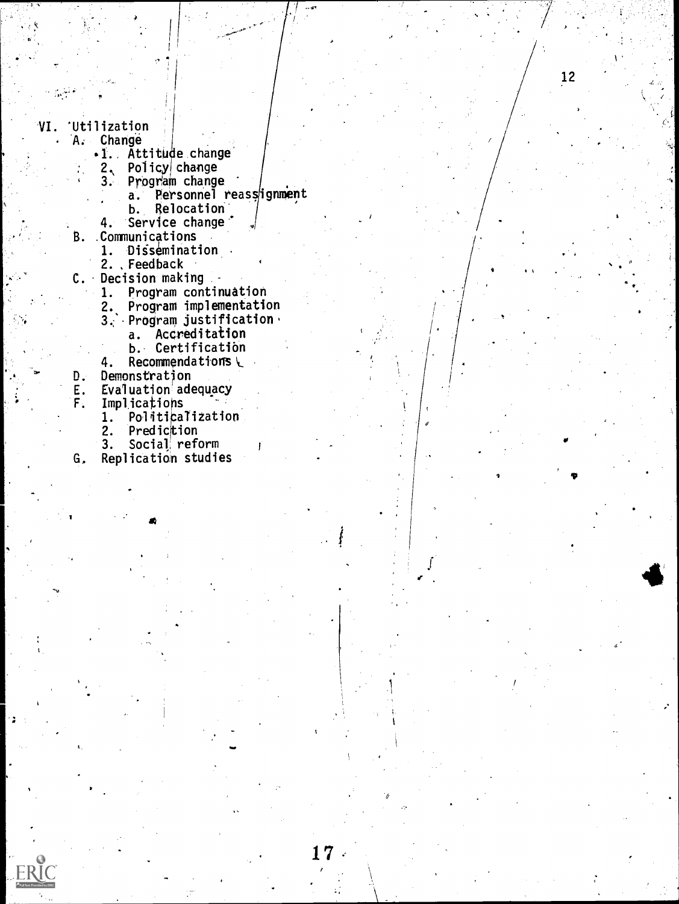VI. Utilization
- A. Change
  - 1. Attitude change
  - 2. Policy change
  - 3. Program change
    - a. Personnel reassignment
    - b. Relocation
  - 4. Service change
- B. Communications
  - 1. Dissemination
  - 2. Feedback
- C. Decision making
  - 1. Program continuation
  - 2. Program implementation
  - 3. Program justification
    - a. Accreditation
    - b. Certification
  - 4. Recommendations
- D. Demonstration
- E. Evaluation adequacy
- F. Implications
  - 1. Politicalization
  - 2. Prediction
  - 3. Social reform
- G. Replication studies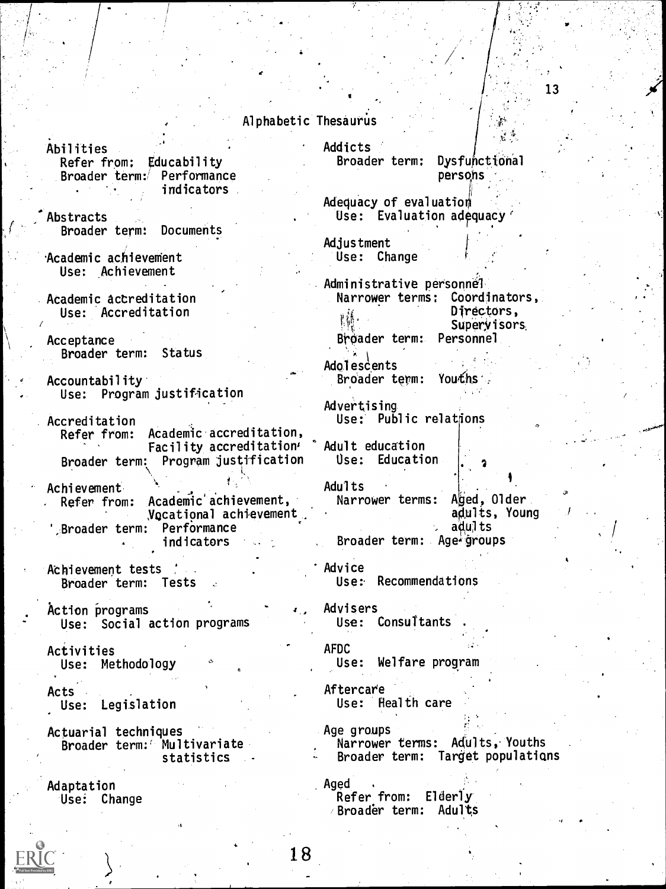## Alphabetic Thesaurus

Abilities
  Refer from: Educability
  Broader term: Performance indicators

Abstracts
  Broader term: Documents

Academic achievement
  Use: Achievement

Academic accreditation
  Use: Accreditation

Acceptance
  Broader term: Status

Accountability
  Use: Program justification

Accreditation
  Refer from: Academic accreditation, Facility accreditation
  Broader term: Program justification

Achievement
  Refer from: Academic achievement, Vocational achievement
  Broader term: Performance indicators

Achievement tests
  Broader term: Tests

Action programs
  Use: Social action programs

Activities
  Use: Methodology

Acts
  Use: Legislation

Actuarial techniques
  Broader term: Multivariate statistics

Adaptation
  Use: Change

Addicts
  Broader term: Dysfunctional persons

Adequacy of evaluation
  Use: Evaluation adequacy

Adjustment
  Use: Change

Administrative personnel
  Narrower terms: Coordinators, Directors, Supervisors
  Broader term: Personnel

Adolescents
  Broader term: Youths

Advertising
  Use: Public relations

Adult education
  Use: Education

Adults
  Narrower terms: Aged, Older adults, Young adults
  Broader term: Age groups

Advice
  Use: Recommendations

Advisers
  Use: Consultants

AFDC
  Use: Welfare program

Aftercare
  Use: Health care

Age groups
  Narrower terms: Adults, Youths
  Broader term: Target populations

Aged
  Refer from: Elderly
  Broader term: Adults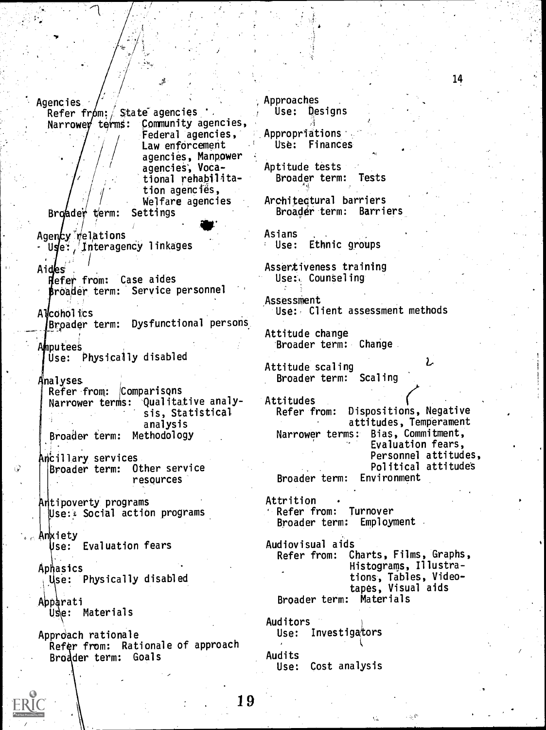Agencies
  Refer from: State agencies
  Narrower terms: Community agencies, Federal agencies, Law enforcement agencies, Manpower agencies, Vocational rehabilitation agencies, Welfare agencies
  Broader term: Settings

Agency relations
  Use: Interagency linkages

Aides
  Refer from: Case aides
  Broader term: Service personnel

Alcoholics
  Broader term: Dysfunctional persons

Amputees
  Use: Physically disabled

Analyses
  Refer from: Comparisons
  Narrower terms: Qualitative analysis, Statistical analysis
  Broader term: Methodology

Ancillary services
  Broader term: Other service resources

Antipoverty programs
  Use: Social action programs

Anxiety
  Use: Evaluation fears

Aphasics
  Use: Physically disabled

Apparati
  Use: Materials

Approach rationale
  Refer from: Rationale of approach
  Broader term: Goals

Approaches
  Use: Designs

Appropriations
  Use: Finances

Aptitude tests
  Broader term: Tests

Architectural barriers
  Broader term: Barriers

Asians
  Use: Ethnic groups

Assertiveness training
  Use: Counseling

Assessment
  Use: Client assessment methods

Attitude change
  Broader term: Change

Attitude scaling
  Broader term: Scaling

Attitudes
  Refer from: Dispositions, Negative attitudes, Temperament
  Narrower terms: Bias, Commitment, Evaluation fears, Personnel attitudes, Political attitudes
  Broader term: Environment

Attrition
  Refer from: Turnover
  Broader term: Employment

Audiovisual aids
  Refer from: Charts, Films, Graphs, Histograms, Illustrations, Tables, Videotapes, Visual aids
  Broader term: Materials

Auditors
  Use: Investigators

Audits
  Use: Cost analysis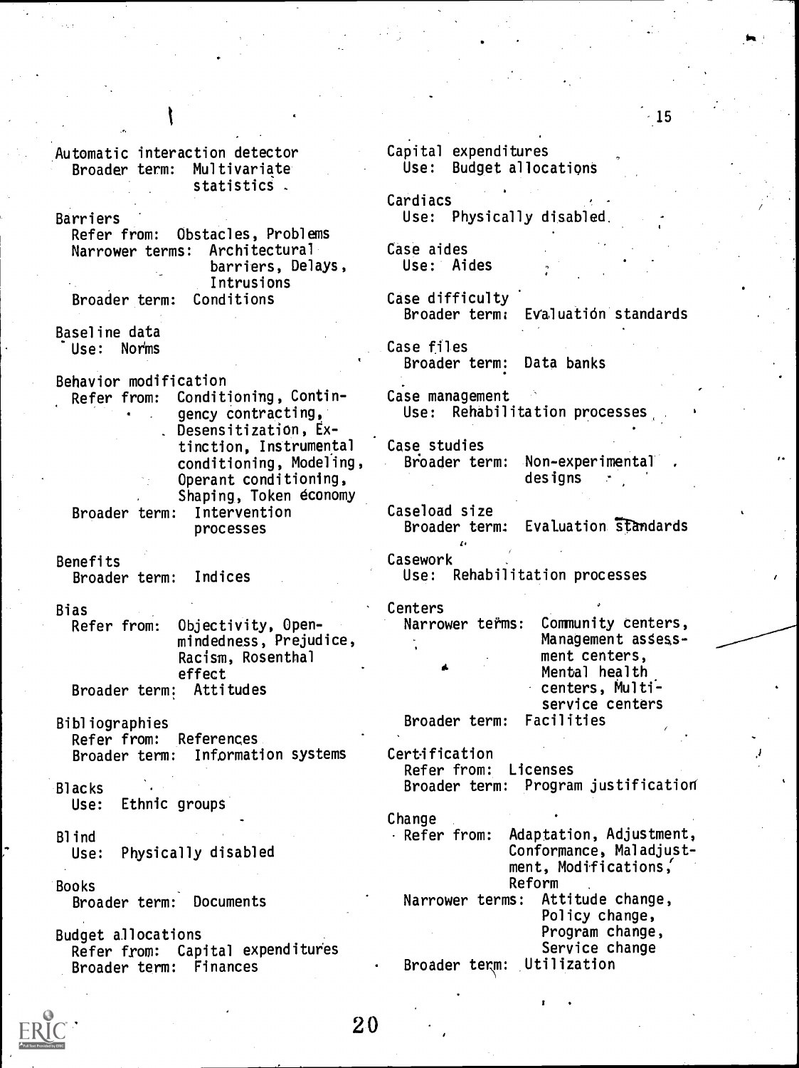Automatic interaction detector
  Broader term: Multivariate statistics

Barriers
  Refer from: Obstacles, Problems
  Narrower terms: Architectural barriers, Delays, Intrusions
  Broader term: Conditions

Baseline data
  Use: Norms

Behavior modification
  Refer from: Conditioning, Contingency contracting, Desensitization, Extinction, Instrumental conditioning, Modeling, Operant conditioning, Shaping, Token economy
  Broader term: Intervention processes

Benefits
  Broader term: Indices

Bias
  Refer from: Objectivity, Openmindedness, Prejudice, Racism, Rosenthal effect
  Broader term: Attitudes

Bibliographies
  Refer from: References
  Broader term: Information systems

Blacks
  Use: Ethnic groups

Blind
  Use: Physically disabled

Books
  Broader term: Documents

Budget allocations
  Refer from: Capital expenditures
  Broader term: Finances

Capital expenditures
  Use: Budget allocations

Cardiacs
  Use: Physically disabled

Case aides
  Use: Aides

Case difficulty
  Broader term: Evaluation standards

Case files
  Broader term: Data banks

Case management
  Use: Rehabilitation processes

Case studies
  Broader term: Non-experimental designs

Caseload size
  Broader term: Evaluation standards

Casework
  Use: Rehabilitation processes

Centers
  Narrower terms: Community centers, Management assessment centers, Mental health centers, Multiservice centers
  Broader term: Facilities

Certification
  Refer from: Licenses
  Broader term: Program justification

Change
  Refer from: Adaptation, Adjustment, Conformance, Maladjustment, Modifications, Reform
  Narrower terms: Attitude change, Policy change, Program change, Service change
  Broader term: Utilization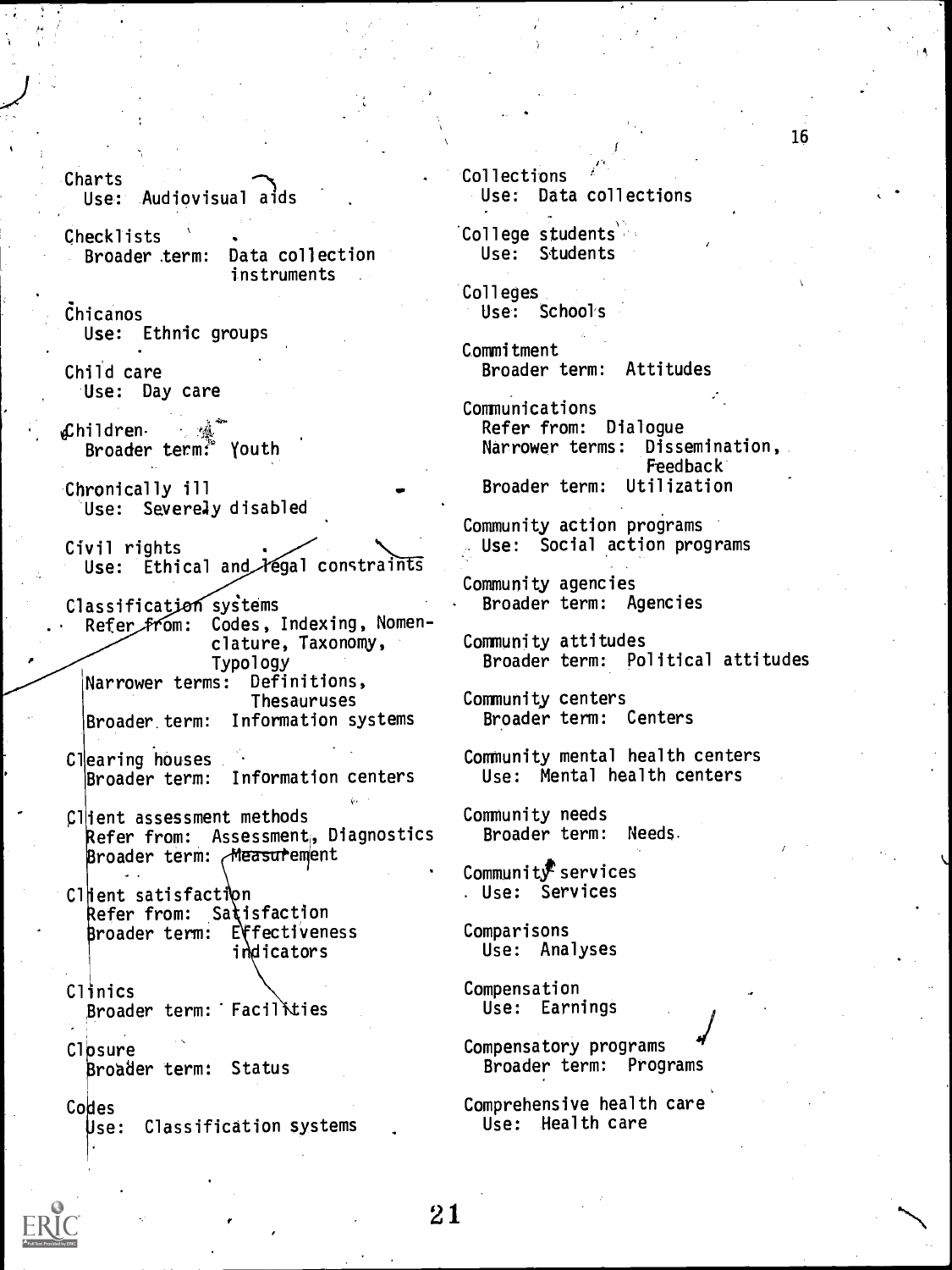Charts
  Use: Audiovisual aids

Checklists
  Broader term: Data collection instruments

Chicanos
  Use: Ethnic groups

Child care
  Use: Day care

Children
  Broader term: Youth

Chronically ill
  Use: Severely disabled

Civil rights
  Use: Ethical and legal constraints

Classification systems
  Refer from: Codes, Indexing, Nomenclature, Taxonomy, Typology
  Narrower terms: Definitions, Thesauruses
  Broader term: Information systems

Clearing houses
  Broader term: Information centers

Client assessment methods
  Refer from: Assessment, Diagnostics
  Broader term: Measurement

Client satisfaction
  Refer from: Satisfaction
  Broader term: Effectiveness indicators

Clinics
  Broader term: Facilities

Closure
  Broader term: Status

Codes
  Use: Classification systems

Collections
  Use: Data collections

College students
  Use: Students

Colleges
  Use: Schools

Commitment
  Broader term: Attitudes

Communications
  Refer from: Dialogue
  Narrower terms: Dissemination, Feedback
  Broader term: Utilization

Community action programs
  Use: Social action programs

Community agencies
  Broader term: Agencies

Community attitudes
  Broader term: Political attitudes

Community centers
  Broader term: Centers

Community mental health centers
  Use: Mental health centers

Community needs
  Broader term: Needs

Community services
  Use: Services

Comparisons
  Use: Analyses

Compensation
  Use: Earnings

Compensatory programs
  Broader term: Programs

Comprehensive health care
  Use: Health care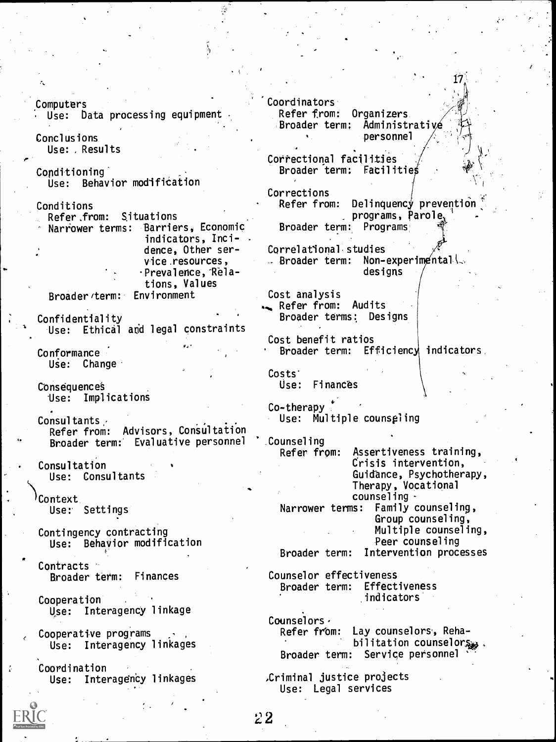Computers
  Use: Data processing equipment

Conclusions
  Use: Results

Conditioning
  Use: Behavior modification

Conditions
  Refer from: Situations
  Narrower terms: Barriers, Economic indicators, Incidence, Other service resources, Prevalence, Relations, Values
  Broader term: Environment

Confidentiality
  Use: Ethical and legal constraints

Conformance
  Use: Change

Consequences
  Use: Implications

Consultants
  Refer from: Advisors, Consultation
  Broader term: Evaluative personnel

Consultation
  Use: Consultants

Context
  Use: Settings

Contingency contracting
  Use: Behavior modification

Contracts
  Broader term: Finances

Cooperation
  Use: Interagency linkage

Cooperative programs
  Use: Interagency linkages

Coordination
  Use: Interagency linkages

Coordinators
  Refer from: Organizers
  Broader term: Administrative personnel

Correctional facilities
  Broader term: Facilities

Corrections
  Refer from: Delinquency prevention programs, Parole
  Broader term: Programs

Correlational studies
  Broader term: Non-experimental designs

Cost analysis
  Refer from: Audits
  Broader terms: Designs

Cost benefit ratios
  Broader term: Efficiency indicators

Costs
  Use: Finances

Co-therapy
  Use: Multiple counseling

Counseling
  Refer from: Assertiveness training, Crisis intervention, Guidance, Psychotherapy, Therapy, Vocational counseling
  Narrower terms: Family counseling, Group counseling, Multiple counseling, Peer counseling
  Broader term: Intervention processes

Counselor effectiveness
  Broader term: Effectiveness indicators

Counselors
  Refer from: Lay counselors, Rehabilitation counselors
  Broader term: Service personnel

Criminal justice projects
  Use: Legal services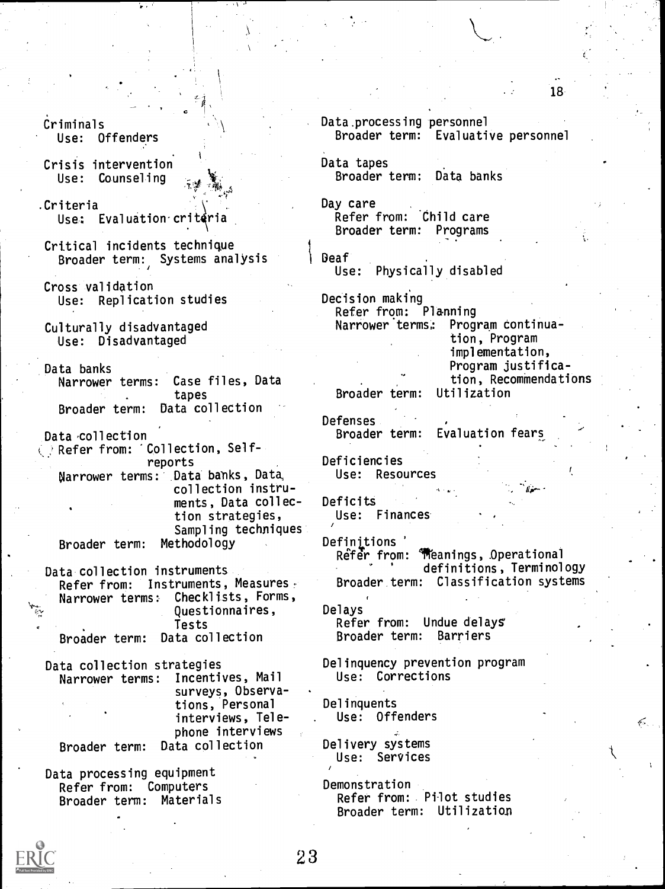Criminals
  Use: Offenders

Crisis intervention
  Use: Counseling

Criteria
  Use: Evaluation criteria

Critical incidents technique
  Broader term: Systems analysis

Cross validation
  Use: Replication studies

Culturally disadvantaged
  Use: Disadvantaged

Data banks
  Narrower terms: Case files, Data tapes
  Broader term: Data collection

Data collection
  Refer from: Collection, Self-reports
  Narrower terms: Data banks, Data collection instruments, Data collection strategies, Sampling techniques
  Broader term: Methodology

Data collection instruments
  Refer from: Instruments, Measures
  Narrower terms: Checklists, Forms, Questionnaires, Tests
  Broader term: Data collection

Data collection strategies
  Narrower terms: Incentives, Mail surveys, Observations, Personal interviews, Telephone interviews
  Broader term: Data collection

Data processing equipment
  Refer from: Computers
  Broader term: Materials

Data processing personnel
  Broader term: Evaluative personnel

Data tapes
  Broader term: Data banks

Day care
  Refer from: Child care
  Broader term: Programs

Deaf
  Use: Physically disabled

Decision making
  Refer from: Planning
  Narrower terms: Program continuation, Program implementation, Program justification, Recommendations
  Broader term: Utilization

Defenses
  Broader term: Evaluation fears

Deficiencies
  Use: Resources

Deficits
  Use: Finances

Definitions
  Refer from: Meanings, Operational definitions, Terminology
  Broader term: Classification systems

Delays
  Refer from: Undue delays
  Broader term: Barriers

Delinquency prevention program
  Use: Corrections

Delinquents
  Use: Offenders

Delivery systems
  Use: Services

Demonstration
  Refer from: Pilot studies
  Broader term: Utilization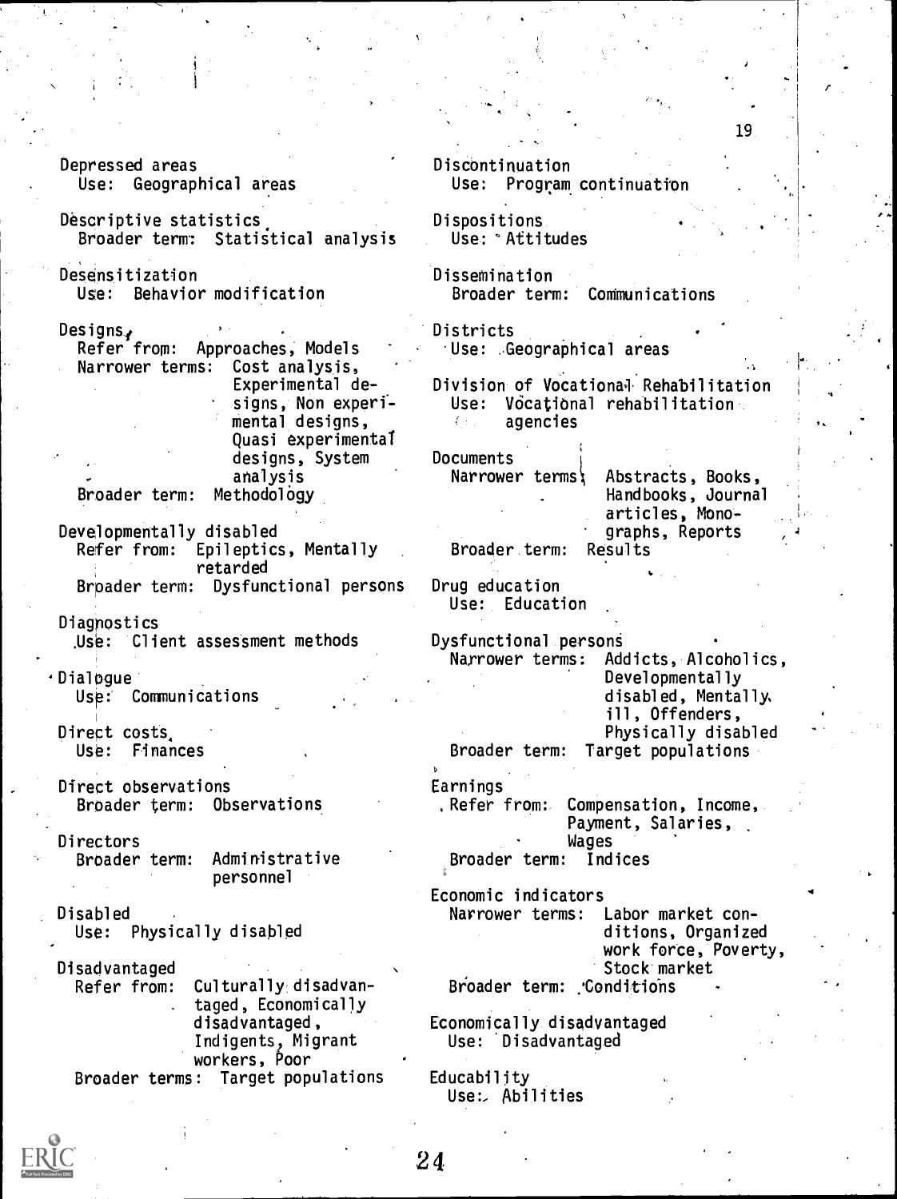Depressed areas
  Use: Geographical areas

Descriptive statistics
  Broader term: Statistical analysis

Desensitization
  Use: Behavior modification

Designs
  Refer from: Approaches, Models
  Narrower terms: Cost analysis, Experimental designs, Non experimental designs, Quasi experimental designs, System analysis
  Broader term: Methodology

Developmentally disabled
  Refer from: Epileptics, Mentally retarded
  Broader term: Dysfunctional persons

Diagnostics
  Use: Client assessment methods

Dialogue
  Use: Communications

Direct costs
  Use: Finances

Direct observations
  Broader term: Observations

Directors
  Broader term: Administrative personnel

Disabled
  Use: Physically disabled

Disadvantaged
  Refer from: Culturally disadvantaged, Economically disadvantaged, Indigents, Migrant workers, Poor
  Broader terms: Target populations

Discontinuation
  Use: Program continuation

Dispositions
  Use: Attitudes

Dissemination
  Broader term: Communications

Districts
  Use: Geographical areas

Division of Vocational Rehabilitation
  Use: Vocational rehabilitation agencies

Documents
  Narrower terms: Abstracts, Books, Handbooks, Journal articles, Monographs, Reports
  Broader term: Results

Drug education
  Use: Education

Dysfunctional persons
  Narrower terms: Addicts, Alcoholics, Developmentally disabled, Mentally ill, Offenders, Physically disabled
  Broader term: Target populations

Earnings
  Refer from: Compensation, Income, Payment, Salaries, Wages
  Broader term: Indices

Economic indicators
  Narrower terms: Labor market conditions, Organized work force, Poverty, Stock market
  Broader term: Conditions

Economically disadvantaged
  Use: Disadvantaged

Educability
  Use: Abilities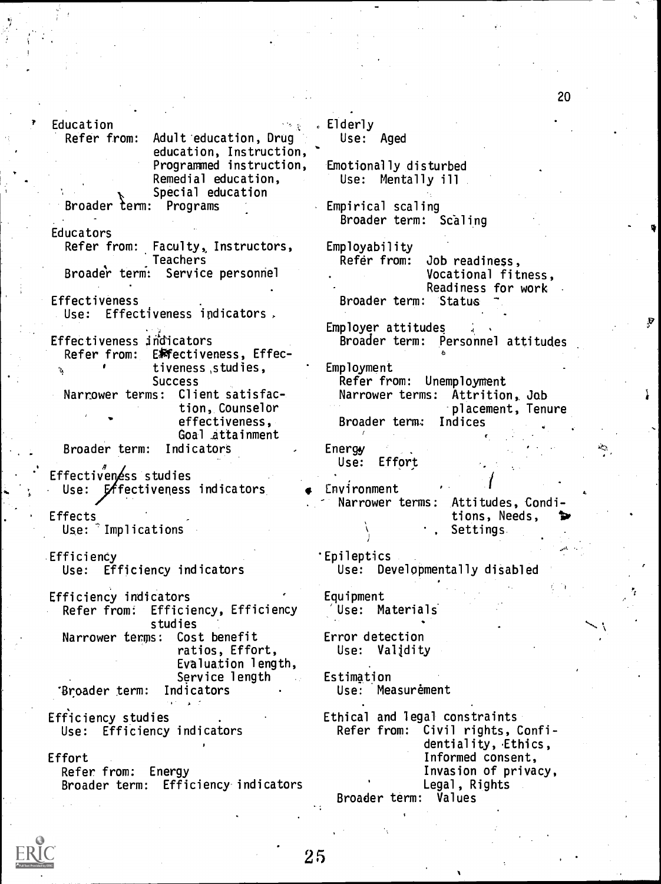Education
  Refer from: Adult education, Drug education, Instruction, Programmed instruction, Remedial education, Special education
  Broader term: Programs

Educators
  Refer from: Faculty, Instructors, Teachers
  Broader term: Service personnel

Effectiveness
  Use: Effectiveness indicators

Effectiveness indicators
  Refer from: Effectiveness, Effectiveness studies, Success
  Narrower terms: Client satisfaction, Counselor effectiveness, Goal attainment
  Broader term: Indicators

Effectiveness studies
  Use: Effectiveness indicators

Effects
  Use: Implications

Efficiency
  Use: Efficiency indicators

Efficiency indicators
  Refer from: Efficiency, Efficiency studies
  Narrower terms: Cost benefit ratios, Effort, Evaluation length, Service length
  Broader term: Indicators

Efficiency studies
  Use: Efficiency indicators

Effort
  Refer from: Energy
  Broader term: Efficiency indicators

Elderly
  Use: Aged

Emotionally disturbed
  Use: Mentally ill

Empirical scaling
  Broader term: Scaling

Employability
  Refer from: Job readiness, Vocational fitness, Readiness for work
  Broader term: Status

Employer attitudes
  Broader term: Personnel attitudes

Employment
  Refer from: Unemployment
  Narrower terms: Attrition, Job placement, Tenure
  Broader term: Indices

Energy
  Use: Effort

Environment
  Narrower terms: Attitudes, Conditions, Needs, Settings

Epileptics
  Use: Developmentally disabled

Equipment
  Use: Materials

Error detection
  Use: Validity

Estimation
  Use: Measurement

Ethical and legal constraints
  Refer from: Civil rights, Confidentiality, Ethics, Informed consent, Invasion of privacy, Legal, Rights
  Broader term: Values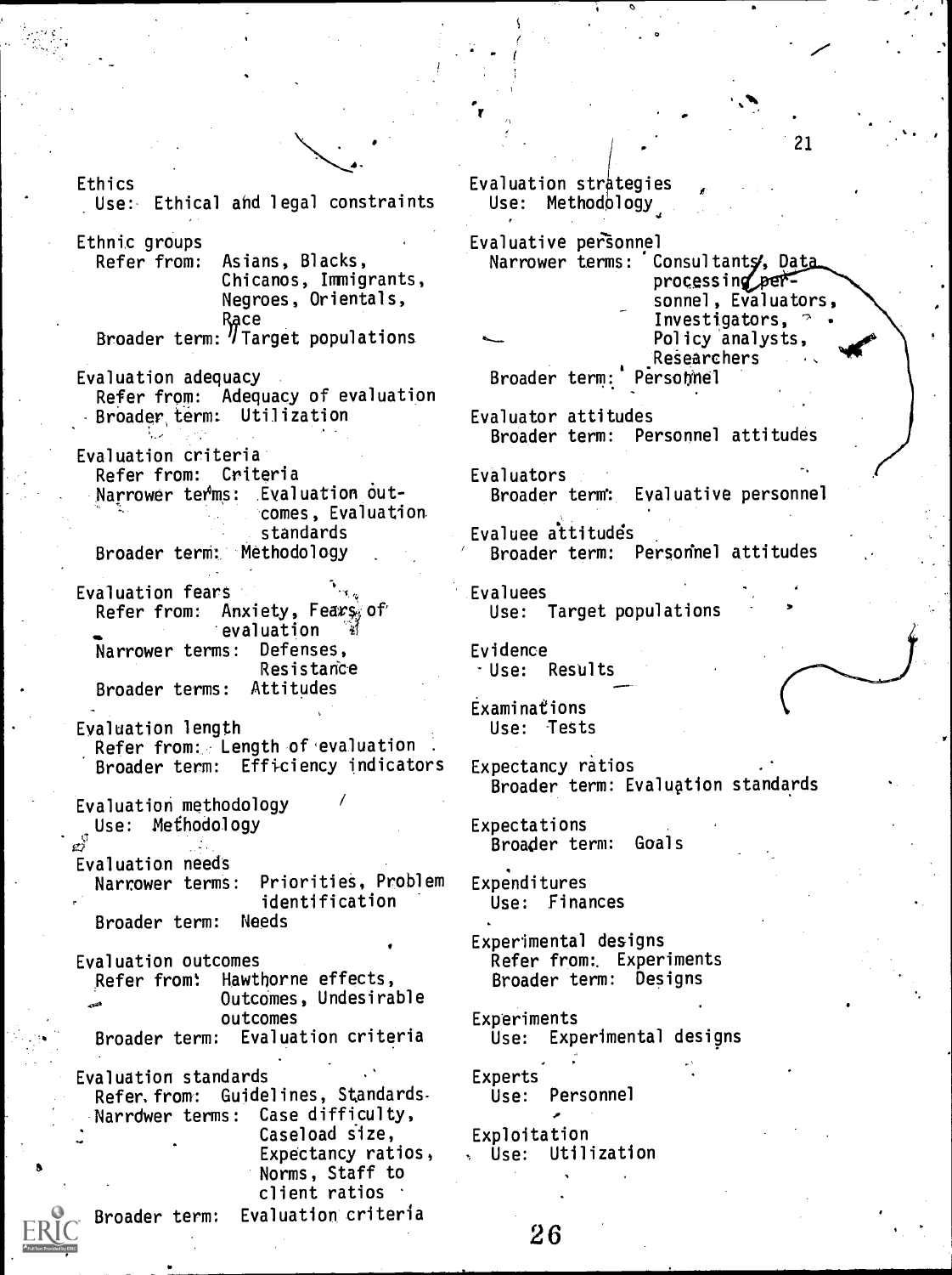Ethics
  Use: Ethical and legal constraints

Ethnic groups
  Refer from: Asians, Blacks, Chicanos, Immigrants, Negroes, Orientals, Race
  Broader term: Target populations

Evaluation adequacy
  Refer from: Adequacy of evaluation
  Broader term: Utilization

Evaluation criteria
  Refer from: Criteria
  Narrower terms: Evaluation outcomes, Evaluation standards
  Broader term: Methodology

Evaluation fears
  Refer from: Anxiety, Fears of evaluation
  Narrower terms: Defenses, Resistance
  Broader terms: Attitudes

Evaluation length
  Refer from: Length of evaluation
  Broader term: Efficiency indicators

Evaluation methodology
  Use: Methodology

Evaluation needs
  Narrower terms: Priorities, Problem identification
  Broader term: Needs

Evaluation outcomes
  Refer from: Hawthorne effects, Outcomes, Undesirable outcomes
  Broader term: Evaluation criteria

Evaluation standards
  Refer from: Guidelines, Standards
  Narrower terms: Case difficulty, Caseload size, Expectancy ratios, Norms, Staff to client ratios
  Broader term: Evaluation criteria

Evaluation strategies
  Use: Methodology

Evaluative personnel
  Narrower terms: Consultants, Data processing personnel, Evaluators, Investigators, Policy analysts, Researchers
  Broader term: Personnel

Evaluator attitudes
  Broader term: Personnel attitudes

Evaluators
  Broader term: Evaluative personnel

Evaluee attitudes
  Broader term: Personnel attitudes

Evaluees
  Use: Target populations

Evidence
  Use: Results

Examinations
  Use: Tests

Expectancy ratios
  Broader term: Evaluation standards

Expectations
  Broader term: Goals

Expenditures
  Use: Finances

Experimental designs
  Refer from: Experiments
  Broader term: Designs

Experiments
  Use: Experimental designs

Experts
  Use: Personnel

Exploitation
  Use: Utilization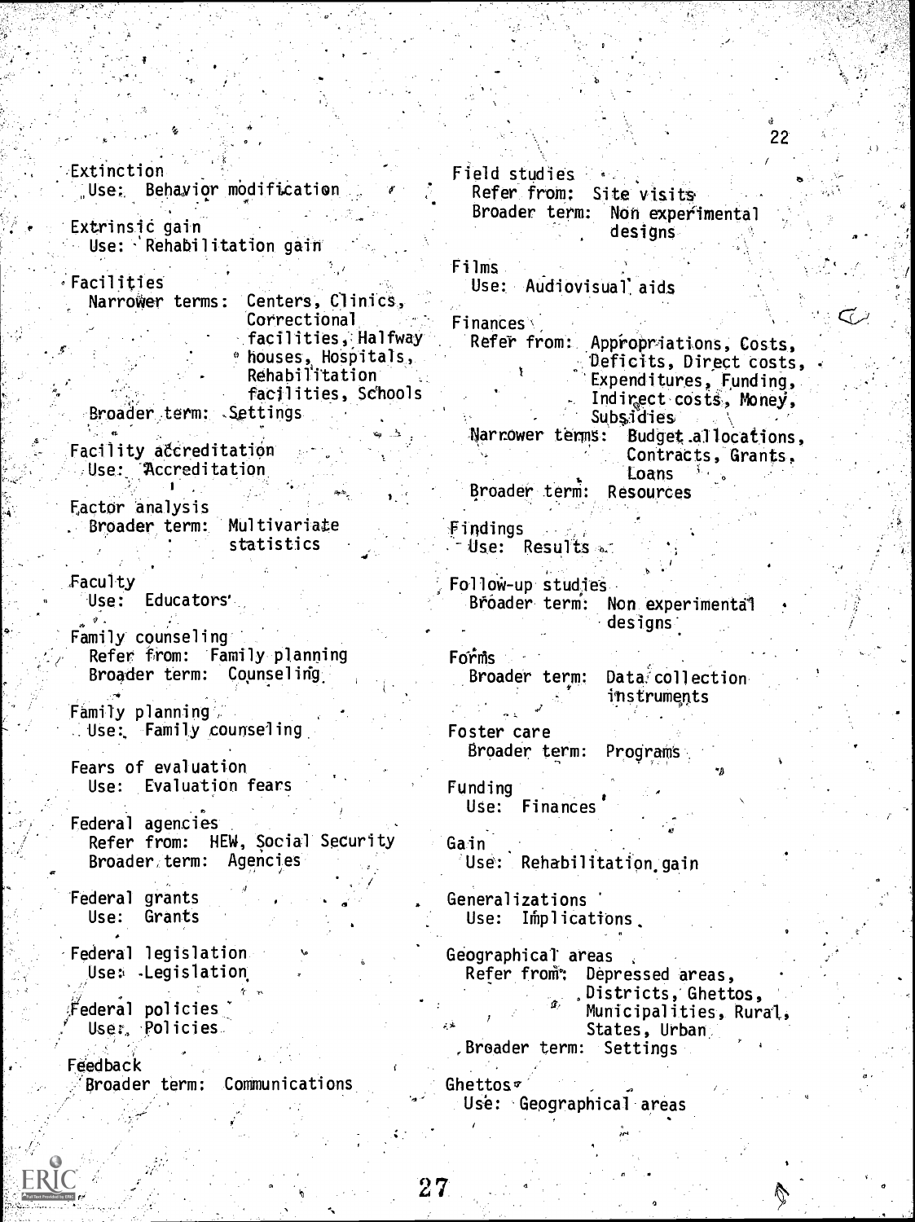Extinction
  Use: Behavior modification

Extrinsic gain
  Use: Rehabilitation gain

Facilities
  Narrower terms: Centers, Clinics, Correctional facilities, Halfway houses, Hospitals, Rehabilitation facilities, Schools
  Broader term: Settings

Facility accreditation
  Use: Accreditation

Factor analysis
  Broader term: Multivariate statistics

Faculty
  Use: Educators

Family counseling
  Refer from: Family planning
  Broader term: Counseling

Family planning
  Use: Family counseling

Fears of evaluation
  Use: Evaluation fears

Federal agencies
  Refer from: HEW, Social Security
  Broader term: Agencies

Federal grants
  Use: Grants

Federal legislation
  Use: Legislation

Federal policies
  Use: Policies

Feedback
  Broader term: Communications

Field studies
  Refer from: Site visits
  Broader term: Non experimental designs

Films
  Use: Audiovisual aids

Finances
  Refer from: Appropriations, Costs, Deficits, Direct costs, Expenditures, Funding, Indirect costs, Money, Subsidies
  Narrower terms: Budget allocations, Contracts, Grants, Loans
  Broader term: Resources

Findings
  Use: Results

Follow-up studies
  Broader term: Non experimental designs

Forms
  Broader term: Data collection instruments

Foster care
  Broader term: Programs

Funding
  Use: Finances

Gain
  Use: Rehabilitation gain

Generalizations
  Use: Implications

Geographical areas
  Refer from: Depressed areas, Districts, Ghettos, Municipalities, Rural, States, Urban
  Broader term: Settings

Ghettos
  Use: Geographical areas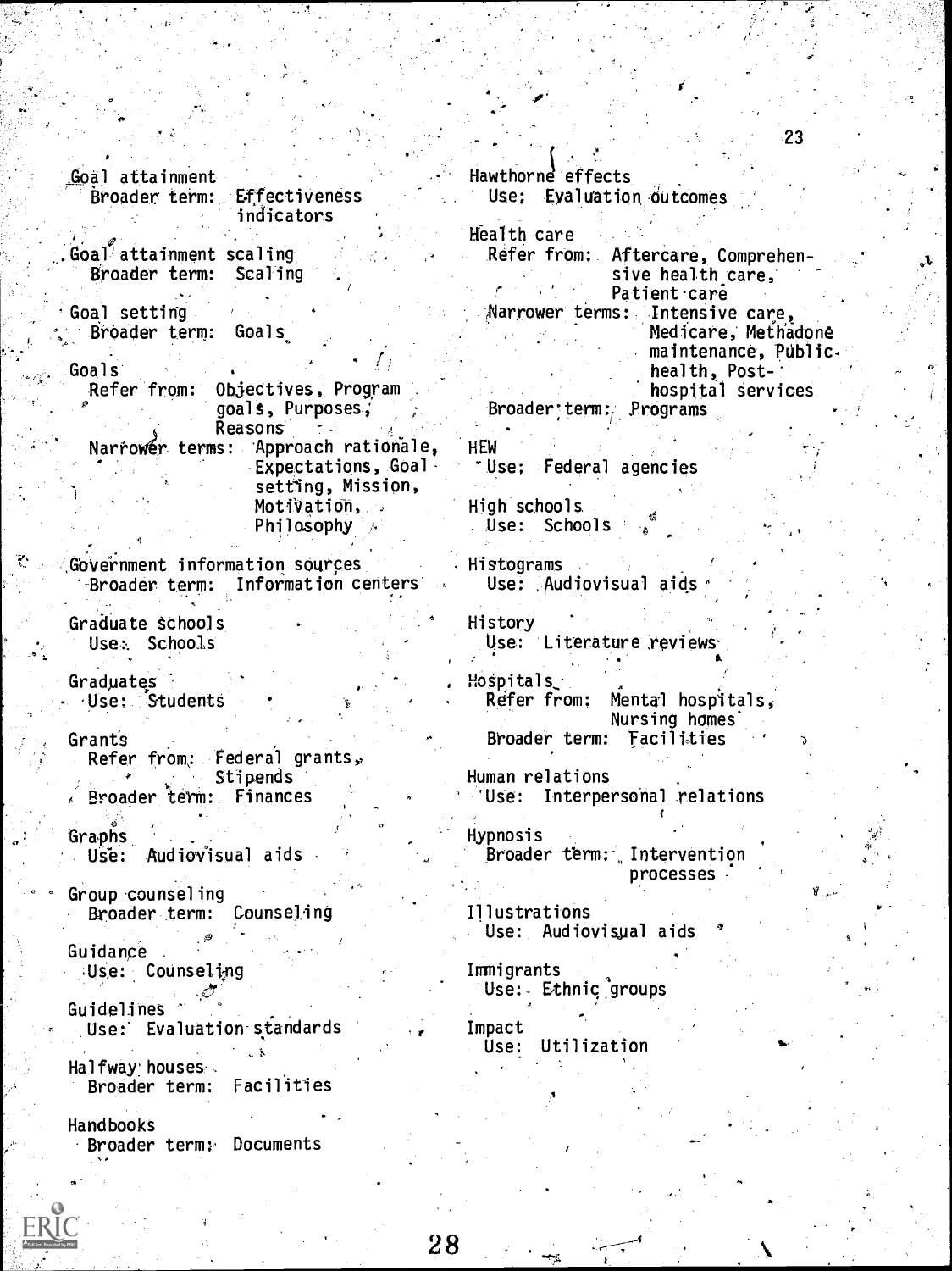Goal attainment
  Broader term: Effectiveness indicators

Goal attainment scaling
  Broader term: Scaling

Goal setting
  Broader term: Goals

Goals
  Refer from: Objectives, Program goals, Purposes, Reasons
  Narrower terms: Approach rationale, Expectations, Goal setting, Mission, Motivation, Philosophy

Government information sources
  Broader term: Information centers

Graduate schools
  Use: Schools

Graduates
  Use: Students

Grants
  Refer from: Federal grants, Stipends
  Broader term: Finances

Graphs
  Use: Audiovisual aids

Group counseling
  Broader term: Counseling

Guidance
  Use: Counseling

Guidelines
  Use: Evaluation standards

Halfway houses
  Broader term: Facilities

Handbooks
  Broader term: Documents

Hawthorne effects
  Use: Evaluation outcomes

Health care
  Refer from: Aftercare, Comprehensive health care, Patient care
  Narrower terms: Intensive care, Medicare, Methadone maintenance, Public health, Post-hospital services
  Broader term: Programs

HEW
  Use: Federal agencies

High schools
  Use: Schools

Histograms
  Use: Audiovisual aids

History
  Use: Literature reviews

Hospitals
  Refer from: Mental hospitals, Nursing homes
  Broader term: Facilities

Human relations
  Use: Interpersonal relations

Hypnosis
  Broader term: Intervention processes

Illustrations
  Use: Audiovisual aids

Immigrants
  Use: Ethnic groups

Impact
  Use: Utilization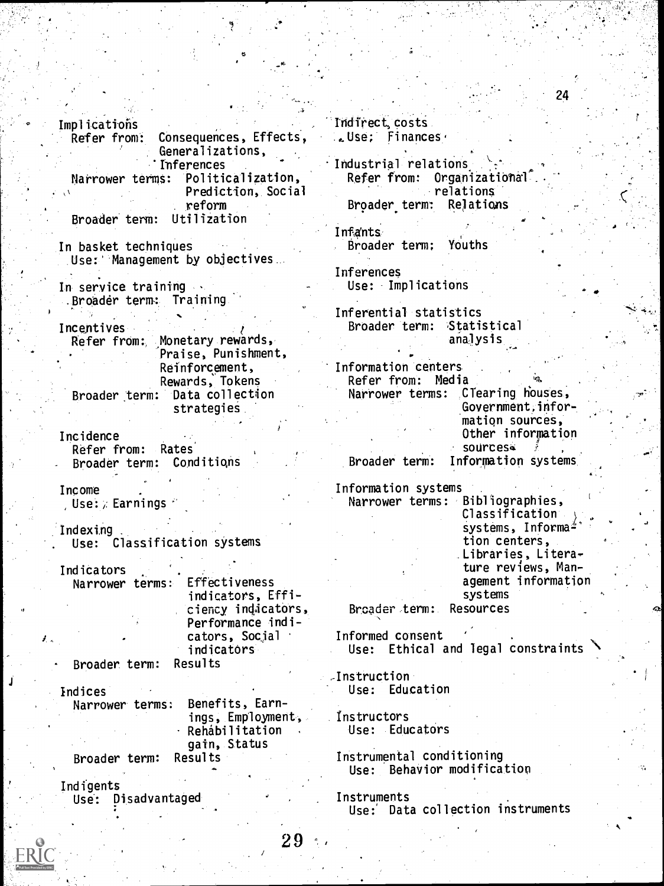Implications
  Refer from: Consequences, Effects, Generalizations, Inferences
  Narrower terms: Politicalization, Prediction, Social reform
  Broader term: Utilization

In basket techniques
  Use: Management by objectives

In service training
  Broader term: Training

Incentives
  Refer from: Monetary rewards, Praise, Punishment, Reinforcement, Rewards, Tokens
  Broader term: Data collection strategies

Incidence
  Refer from: Rates
  Broader term: Conditions

Income
  Use: Earnings

Indexing
  Use: Classification systems

Indicators
  Narrower terms: Effectiveness indicators, Efficiency indicators, Performance indicators, Social indicators
  Broader term: Results

Indices
  Narrower terms: Benefits, Earnings, Employment, Rehabilitation gain, Status
  Broader term: Results

Indigents
  Use: Disadvantaged

Indirect costs
  Use: Finances

Industrial relations
  Refer from: Organizational relations
  Broader term: Relations

Infants
  Broader term: Youths

Inferences
  Use: Implications

Inferential statistics
  Broader term: Statistical analysis

Information centers
  Refer from: Media
  Narrower terms: Clearing houses, Government information sources, Other information sources
  Broader term: Information systems

Information systems
  Narrower terms: Bibliographies, Classification systems, Information centers, Libraries, Literature reviews, Management information systems
  Broader term: Resources

Informed consent
  Use: Ethical and legal constraints

Instruction
  Use: Education

Instructors
  Use: Educators

Instrumental conditioning
  Use: Behavior modification

Instruments
  Use: Data collection instruments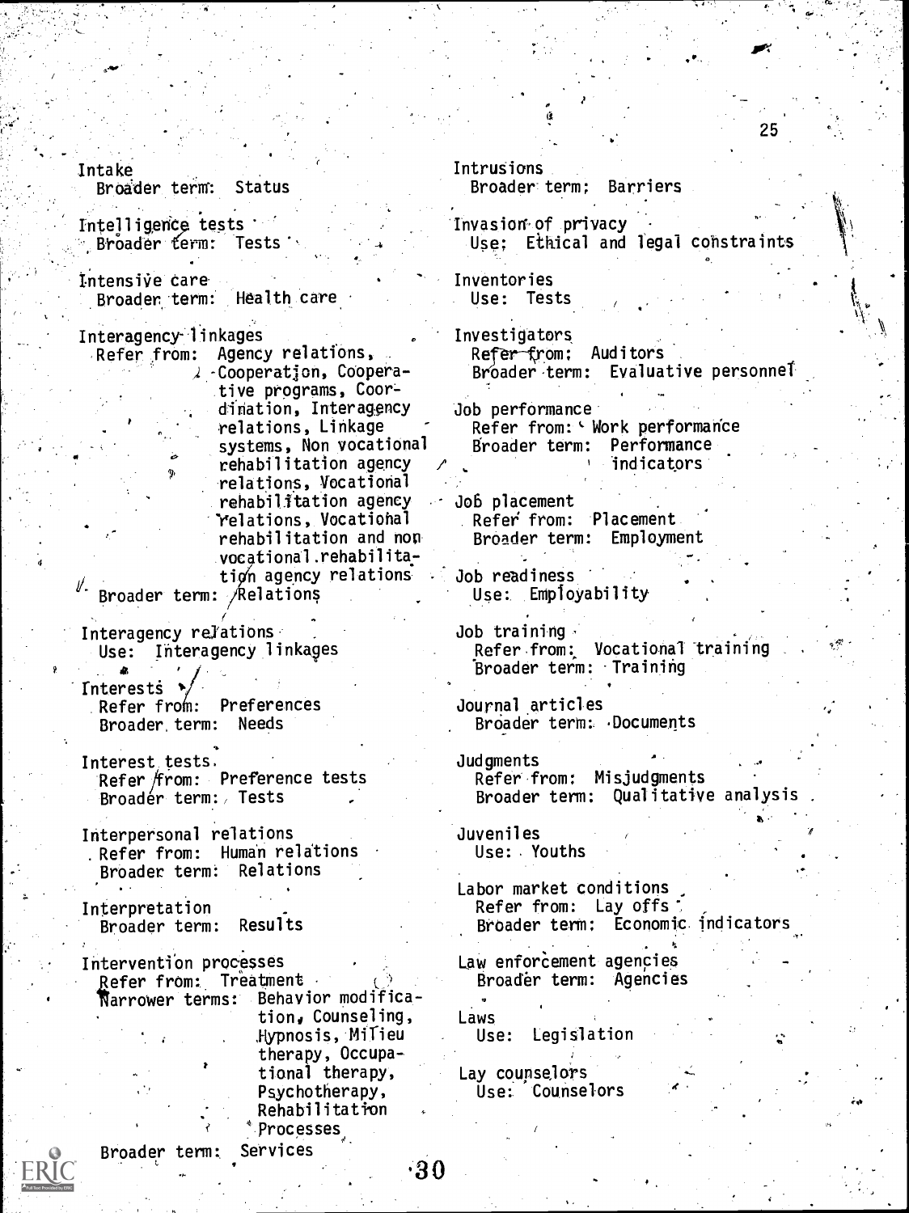Intake
  Broader term: Status

Intelligence tests
  Broader term: Tests

Intensive care
  Broader term: Health care

Interagency linkages
  Refer from: Agency relations, Cooperation, Cooperative programs, Coordination, Interagency relations, Linkage systems, Non vocational rehabilitation agency relations, Vocational rehabilitation agency relations, Vocational rehabilitation and non vocational rehabilitation agency relations
  Broader term: Relations

Interagency relations
  Use: Interagency linkages

Interests
  Refer from: Preferences
  Broader term: Needs

Interest tests
  Refer from: Preference tests
  Broader term: Tests

Interpersonal relations
  Refer from: Human relations
  Broader term: Relations

Interpretation
  Broader term: Results

Intervention processes
  Refer from: Treatment
  Narrower terms: Behavior modification, Counseling, Hypnosis, Milieu therapy, Occupational therapy, Psychotherapy, Rehabilitation Processes
  Broader term: Services

Intrusions
  Broader term: Barriers

Invasion of privacy
  Use: Ethical and legal constraints

Inventories
  Use: Tests

Investigators
  Refer from: Auditors
  Broader term: Evaluative personnel

Job performance
  Refer from: Work performance
  Broader term: Performance indicators

Job placement
  Refer from: Placement
  Broader term: Employment

Job readiness
  Use: Employability

Job training
  Refer from: Vocational training
  Broader term: Training

Journal articles
  Broader term: Documents

Judgments
  Refer from: Misjudgments
  Broader term: Qualitative analysis

Juveniles
  Use: Youths

Labor market conditions
  Refer from: Lay offs
  Broader term: Economic indicators

Law enforcement agencies
  Broader term: Agencies

Laws
  Use: Legislation

Lay counselors
  Use: Counselors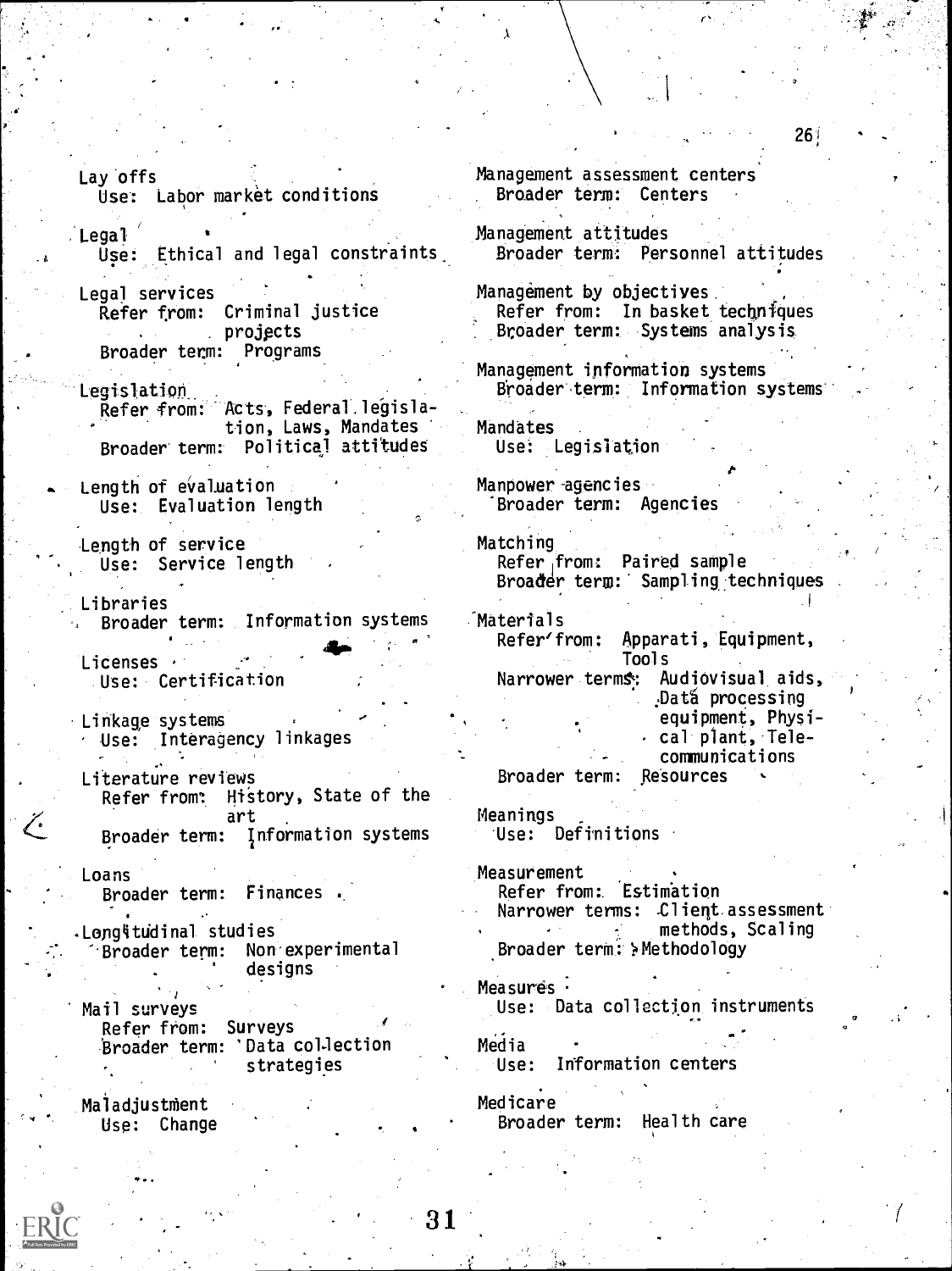Lay offs
  Use: Labor market conditions

Legal
  Use: Ethical and legal constraints

Legal services
  Refer from: Criminal justice projects
  Broader term: Programs

Legislation
  Refer from: Acts, Federal legislation, Laws, Mandates
  Broader term: Political attitudes

Length of evaluation
  Use: Evaluation length

Length of service
  Use: Service length

Libraries
  Broader term: Information systems

Licenses
  Use: Certification

Linkage systems
  Use: Interagency linkages

Literature reviews
  Refer from: History, State of the art
  Broader term: Information systems

Loans
  Broader term: Finances

Longitudinal studies
  Broader term: Non experimental designs

Mail surveys
  Refer from: Surveys
  Broader term: Data collection strategies

Maladjustment
  Use: Change

Management assessment centers
  Broader term: Centers

Management attitudes
  Broader term: Personnel attitudes

Management by objectives
  Refer from: In basket techniques
  Broader term: Systems analysis

Management information systems
  Broader term: Information systems

Mandates
  Use: Legislation

Manpower agencies
  Broader term: Agencies

Matching
  Refer from: Paired sample
  Broader term: Sampling techniques

Materials
  Refer from: Apparati, Equipment, Tools
  Narrower terms: Audiovisual aids, Data processing equipment, Physical plant, Telecommunications
  Broader term: Resources

Meanings
  Use: Definitions

Measurement
  Refer from: Estimation
  Narrower terms: Client assessment methods, Scaling
  Broader term: Methodology

Measures
  Use: Data collection instruments

Media
  Use: Information centers

Medicare
  Broader term: Health care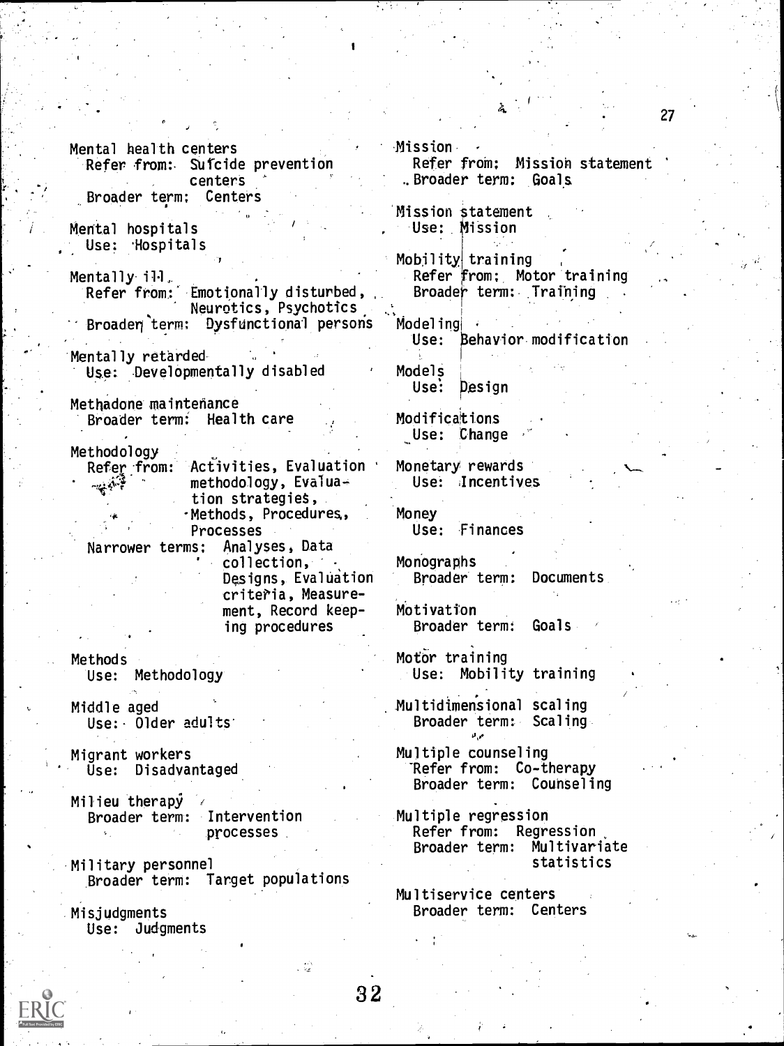Mental health centers
  Refer from: Suicide prevention centers
  Broader term: Centers

Mental hospitals
  Use: Hospitals

Mentally ill
  Refer from: Emotionally disturbed, Neurotics, Psychotics
  Broader term: Dysfunctional persons

Mentally retarded
  Use: Developmentally disabled

Methadone maintenance
  Broader term: Health care

Methodology
  Refer from: Activities, Evaluation methodology, Evaluation strategies, Methods, Procedures, Processes
  Narrower terms: Analyses, Data collection, Designs, Evaluation criteria, Measurement, Record keeping procedures

Methods
  Use: Methodology

Middle aged
  Use: Older adults

Migrant workers
  Use: Disadvantaged

Milieu therapy
  Broader term: Intervention processes

Military personnel
  Broader term: Target populations

Misjudgments
  Use: Judgments

Mission
  Refer from: Mission statement
  Broader term: Goals

Mission statement
  Use: Mission

Mobility training
  Refer from: Motor training
  Broader term: Training

Modeling
  Use: Behavior modification

Models
  Use: Design

Modifications
  Use: Change

Monetary rewards
  Use: Incentives

Money
  Use: Finances

Monographs
  Broader term: Documents

Motivation
  Broader term: Goals

Motor training
  Use: Mobility training

Multidimensional scaling
  Broader term: Scaling

Multiple counseling
  Refer from: Co-therapy
  Broader term: Counseling

Multiple regression
  Refer from: Regression
  Broader term: Multivariate statistics

Multiservice centers
  Broader term: Centers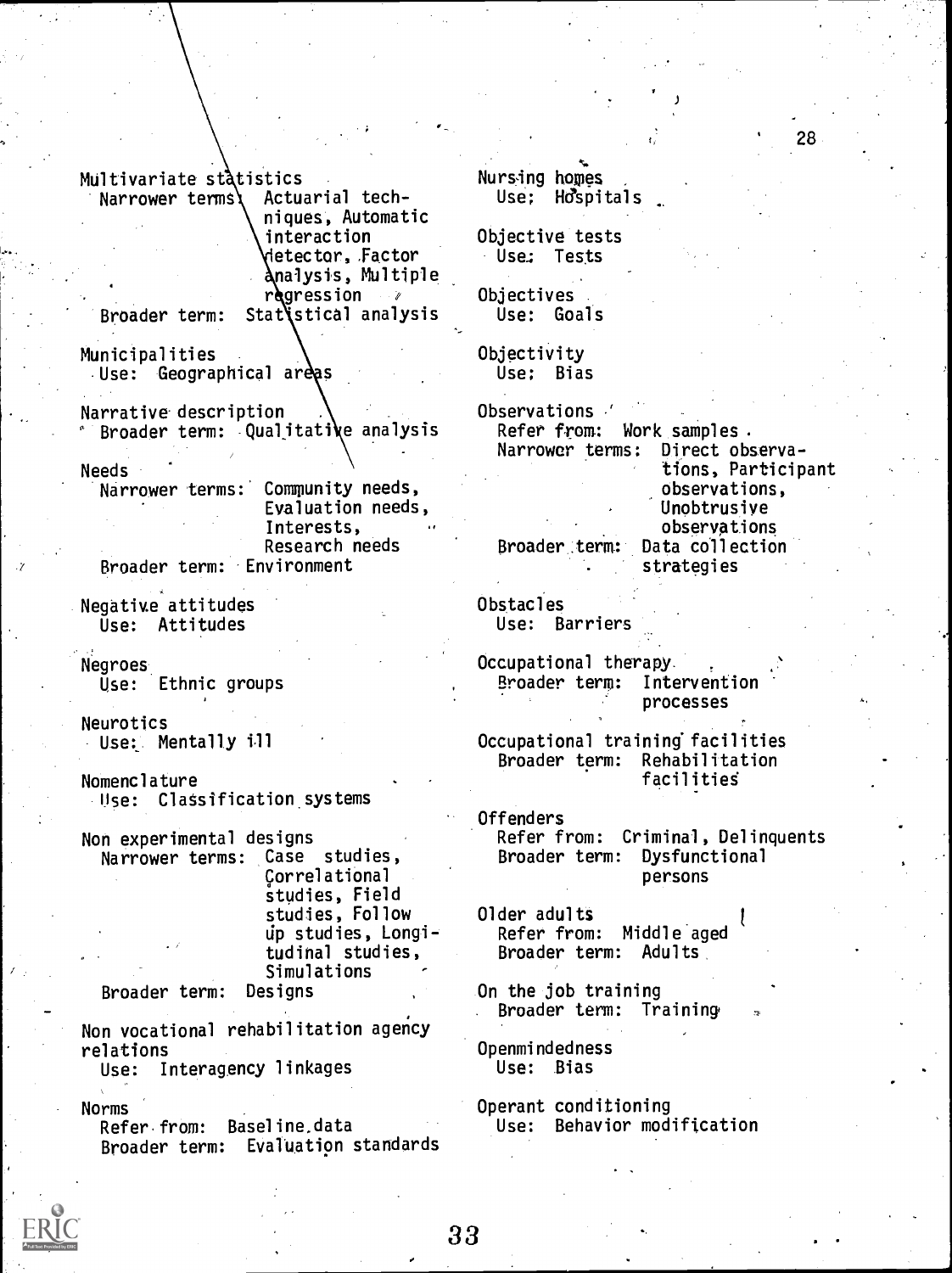Multivariate statistics
  Narrower terms: Actuarial techniques, Automatic interaction detector, Factor analysis, Multiple regression
  Broader term: Statistical analysis

Municipalities
  Use: Geographical areas

Narrative description
  Broader term: Qualitative analysis

Needs
  Narrower terms: Community needs, Evaluation needs, Interests, Research needs
  Broader term: Environment

Negative attitudes
  Use: Attitudes

Negroes
  Use: Ethnic groups

Neurotics
  Use: Mentally ill

Nomenclature
  Use: Classification systems

Non experimental designs
  Narrower terms: Case studies, Correlational studies, Field studies, Follow up studies, Longitudinal studies, Simulations
  Broader term: Designs

Non vocational rehabilitation agency relations
  Use: Interagency linkages

Norms
  Refer from: Baseline data
  Broader term: Evaluation standards

Nursing homes
  Use: Hospitals

Objective tests
  Use: Tests

Objectives
  Use: Goals

Objectivity
  Use: Bias

Observations
  Refer from: Work samples
  Narrower terms: Direct observations, Participant observations, Unobtrusive observations
  Broader term: Data collection strategies

Obstacles
  Use: Barriers

Occupational therapy
  Broader term: Intervention processes

Occupational training facilities
  Broader term: Rehabilitation facilities

Offenders
  Refer from: Criminal, Delinquents
  Broader term: Dysfunctional persons

Older adults
  Refer from: Middle aged
  Broader term: Adults

On the job training
  Broader term: Training

Openmindedness
  Use: Bias

Operant conditioning
  Use: Behavior modification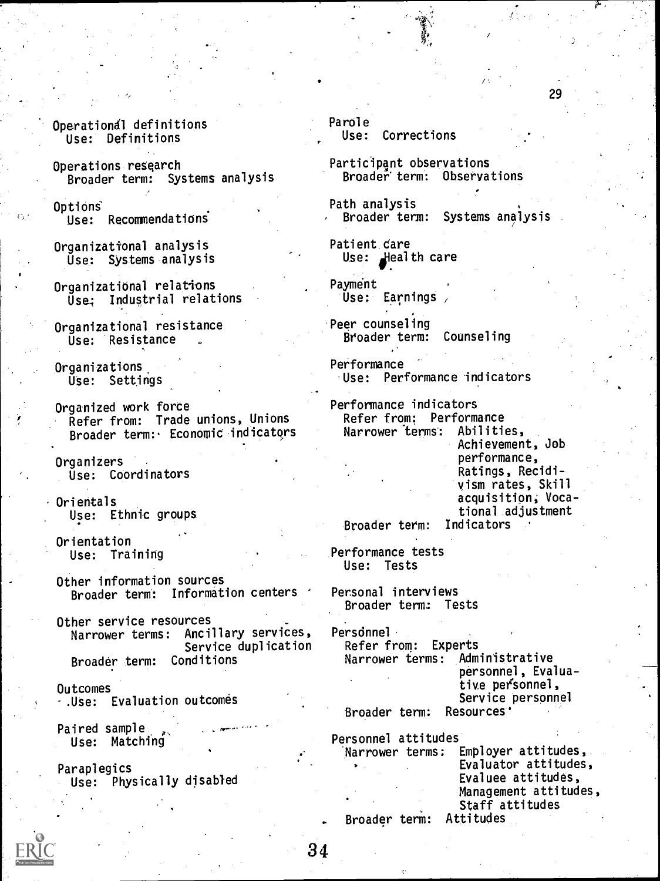Operational definitions
  Use: Definitions

Operations research
  Broader term: Systems analysis

Options
  Use: Recommendations

Organizational analysis
  Use: Systems analysis

Organizational relations
  Use: Industrial relations

Organizational resistance
  Use: Resistance

Organizations
  Use: Settings

Organized work force
  Refer from: Trade unions, Unions
  Broader term: Economic indicators

Organizers
  Use: Coordinators

Orientals
  Use: Ethnic groups

Orientation
  Use: Training

Other information sources
  Broader term: Information centers

Other service resources
  Narrower terms: Ancillary services, Service duplication
  Broader term: Conditions

Outcomes
  Use: Evaluation outcomes

Paired sample
  Use: Matching

Paraplegics
  Use: Physically disabled

Parole
  Use: Corrections

Participant observations
  Broader term: Observations

Path analysis
  Broader term: Systems analysis

Patient care
  Use: Health care

Payment
  Use: Earnings

Peer counseling
  Broader term: Counseling

Performance
  Use: Performance indicators

Performance indicators
  Refer from: Performance
  Narrower terms: Abilities, Achievement, Job performance, Ratings, Recidivism rates, Skill acquisition, Vocational adjustment
  Broader term: Indicators

Performance tests
  Use: Tests

Personal interviews
  Broader term: Tests

Personnel
  Refer from: Experts
  Narrower terms: Administrative personnel, Evaluative personnel, Service personnel
  Broader term: Resources

Personnel attitudes
  Narrower terms: Employer attitudes, Evaluator attitudes, Evaluee attitudes, Management attitudes, Staff attitudes
  Broader term: Attitudes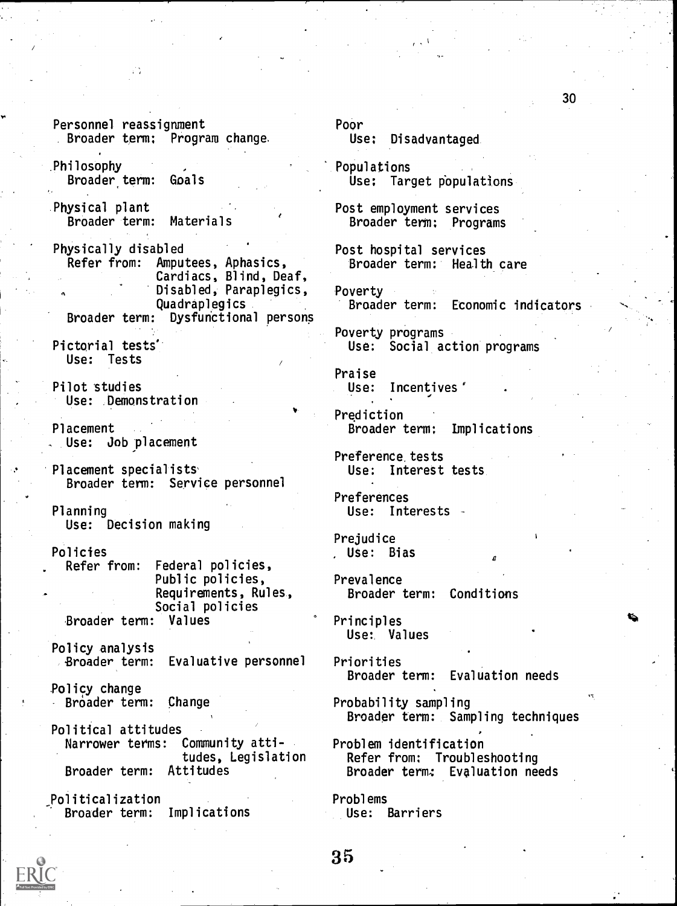Personnel reassignment
  Broader term: Program change

Philosophy
  Broader term: Goals

Physical plant
  Broader term: Materials

Physically disabled
  Refer from: Amputees, Aphasics, Cardiacs, Blind, Deaf, Disabled, Paraplegics, Quadraplegics
  Broader term: Dysfunctional persons

Pictorial tests
  Use: Tests

Pilot studies
  Use: Demonstration

Placement
  Use: Job placement

Placement specialists
  Broader term: Service personnel

Planning
  Use: Decision making

Policies
  Refer from: Federal policies, Public policies, Requirements, Rules, Social policies
  Broader term: Values

Policy analysis
  Broader term: Evaluative personnel

Policy change
  Broader term: Change

Political attitudes
  Narrower terms: Community attitudes, Legislation
  Broader term: Attitudes

Politicalization
  Broader term: Implications

Poor
  Use: Disadvantaged

Populations
  Use: Target populations

Post employment services
  Broader term: Programs

Post hospital services
  Broader term: Health care

Poverty
  Broader term: Economic indicators

Poverty programs
  Use: Social action programs

Praise
  Use: Incentives

Prediction
  Broader term: Implications

Preference tests
  Use: Interest tests

Preferences
  Use: Interests

Prejudice
  Use: Bias

Prevalence
  Broader term: Conditions

Principles
  Use: Values

Priorities
  Broader term: Evaluation needs

Probability sampling
  Broader term: Sampling techniques

Problem identification
  Refer from: Troubleshooting
  Broader term: Evaluation needs

Problems
  Use: Barriers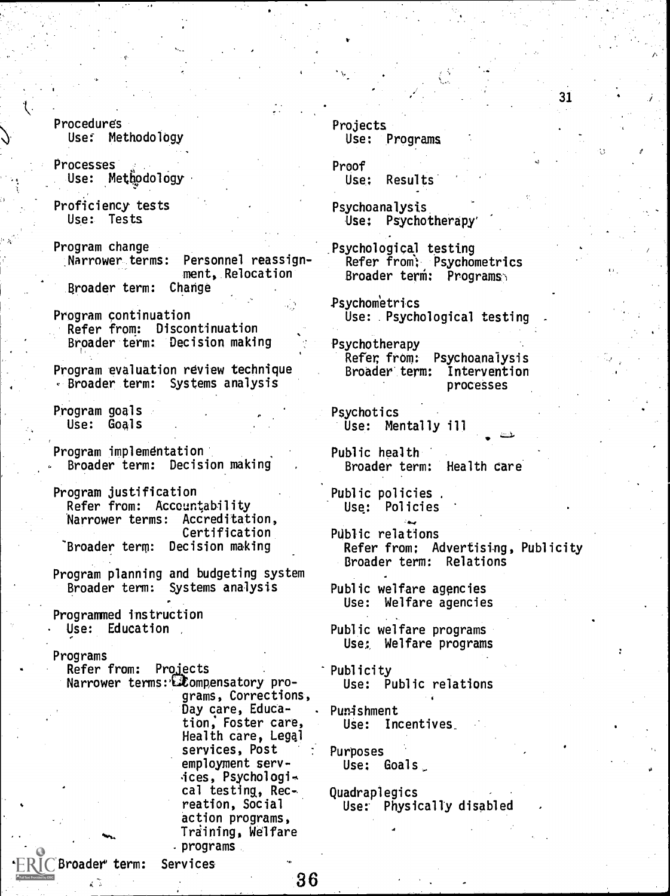Procedures
  Use: Methodology

Processes
  Use: Methodology

Proficiency tests
  Use: Tests

Program change
  Narrower terms: Personnel reassignment, Relocation
  Broader term: Change

Program continuation
  Refer from: Discontinuation
  Broader term: Decision making

Program evaluation review technique
  Broader term: Systems analysis

Program goals
  Use: Goals

Program implementation
  Broader term: Decision making

Program justification
  Refer from: Accountability
  Narrower terms: Accreditation, Certification
  Broader term: Decision making

Program planning and budgeting system
  Broader term: Systems analysis

Programmed instruction
  Use: Education

Programs
  Refer from: Projects
  Narrower terms: Compensatory programs, Corrections, Day care, Education, Foster care, Health care, Legal services, Post employment services, Psychological testing, Recreation, Social action programs, Training, Welfare programs
  Broader term: Services

Projects
  Use: Programs

Proof
  Use: Results

Psychoanalysis
  Use: Psychotherapy

Psychological testing
  Refer from: Psychometrics
  Broader term: Programs

Psychometrics
  Use: Psychological testing

Psychotherapy
  Refer from: Psychoanalysis
  Broader term: Intervention processes

Psychotics
  Use: Mentally ill

Public health
  Broader term: Health care

Public policies
  Use: Policies

Public relations
  Refer from: Advertising, Publicity
  Broader term: Relations

Public welfare agencies
  Use: Welfare agencies

Public welfare programs
  Use: Welfare programs

Publicity
  Use: Public relations

Punishment
  Use: Incentives

Purposes
  Use: Goals

Quadraplegics
  Use: Physically disabled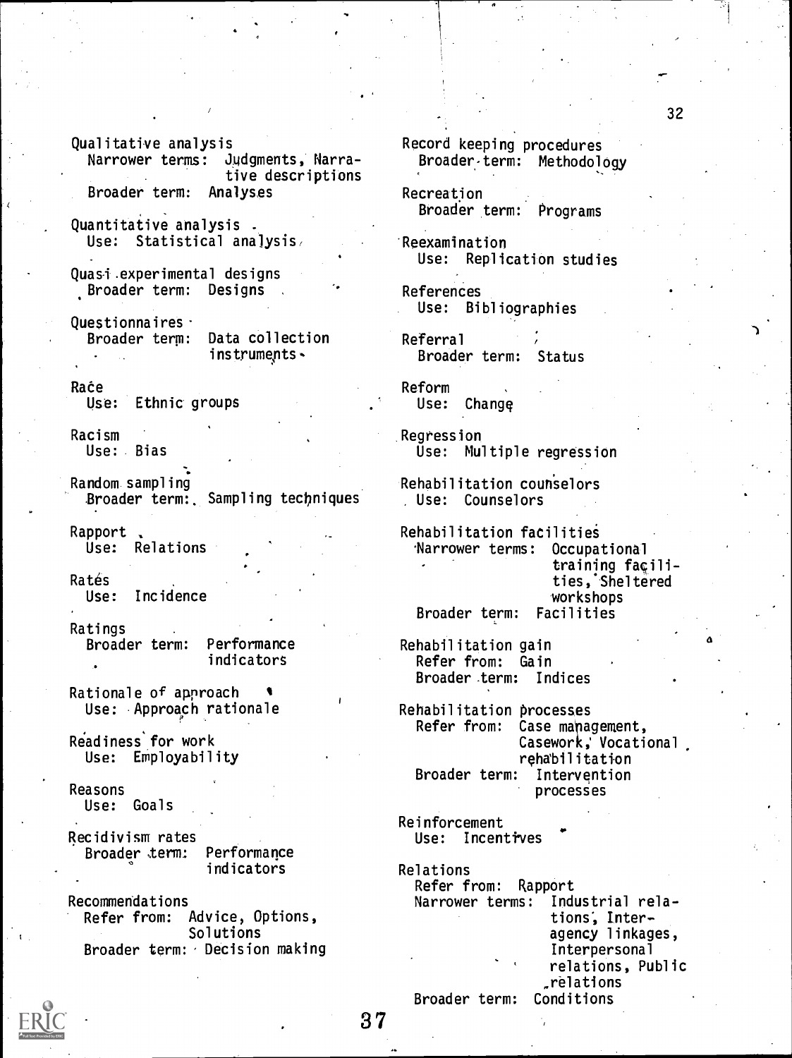Qualitative analysis
  Narrower terms: Judgments, Narrative descriptions
  Broader term: Analyses

Quantitative analysis
  Use: Statistical analysis

Quasi-experimental designs
  Broader term: Designs

Questionnaires
  Broader term: Data collection instruments

Race
  Use: Ethnic groups

Racism
  Use: Bias

Random sampling
  Broader term: Sampling techniques

Rapport
  Use: Relations

Rates
  Use: Incidence

Ratings
  Broader term: Performance indicators

Rationale of approach
  Use: Approach rationale

Readiness for work
  Use: Employability

Reasons
  Use: Goals

Recidivism rates
  Broader term: Performance indicators

Recommendations
  Refer from: Advice, Options, Solutions
  Broader term: Decision making

Record keeping procedures
  Broader term: Methodology

Recreation
  Broader term: Programs

Reexamination
  Use: Replication studies

References
  Use: Bibliographies

Referral
  Broader term: Status

Reform
  Use: Change

Regression
  Use: Multiple regression

Rehabilitation counselors
  Use: Counselors

Rehabilitation facilities
  Narrower terms: Occupational training facilities, Sheltered workshops
  Broader term: Facilities

Rehabilitation gain
  Refer from: Gain
  Broader term: Indices

Rehabilitation processes
  Refer from: Case management, Casework, Vocational rehabilitation
  Broader term: Intervention processes

Reinforcement
  Use: Incentives

Relations
  Refer from: Rapport
  Narrower terms: Industrial relations, Interagency linkages, Interpersonal relations, Public relations
  Broader term: Conditions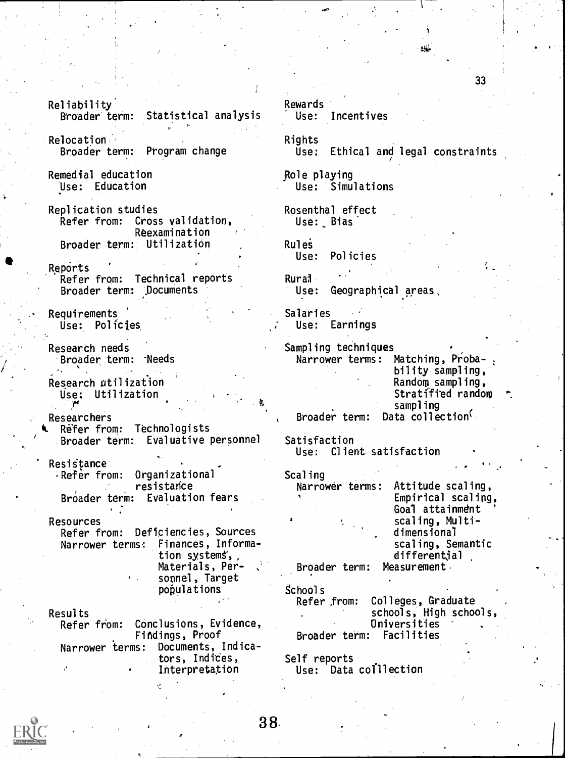Reliability
  Broader term: Statistical analysis

Relocation
  Broader term: Program change

Remedial education
  Use: Education

Replication studies
  Refer from: Cross validation, Reexamination
  Broader term: Utilization

Reports
  Refer from: Technical reports
  Broader term: Documents

Requirements
  Use: Policies

Research needs
  Broader term: Needs

Research utilization
  Use: Utilization

Researchers
  Refer from: Technologists
  Broader term: Evaluative personnel

Resistance
  Refer from: Organizational resistance
  Broader term: Evaluation fears

Resources
  Refer from: Deficiencies, Sources
  Narrower terms: Finances, Information systems, Materials, Personnel, Target populations

Results
  Refer from: Conclusions, Evidence, Findings, Proof
  Narrower terms: Documents, Indicators, Indices, Interpretation

Rewards
  Use: Incentives

Rights
  Use: Ethical and legal constraints

Role playing
  Use: Simulations

Rosenthal effect
  Use: Bias

Rules
  Use: Policies

Rural
  Use: Geographical areas

Salaries
  Use: Earnings

Sampling techniques
  Narrower terms: Matching, Probability sampling, Random sampling, Stratified random sampling
  Broader term: Data collection

Satisfaction
  Use: Client satisfaction

Scaling
  Narrower terms: Attitude scaling, Empirical scaling, Goal attainment scaling, Multidimensional scaling, Semantic differential
  Broader term: Measurement

Schools
  Refer from: Colleges, Graduate schools, High schools, Universities
  Broader term: Facilities

Self reports
  Use: Data collection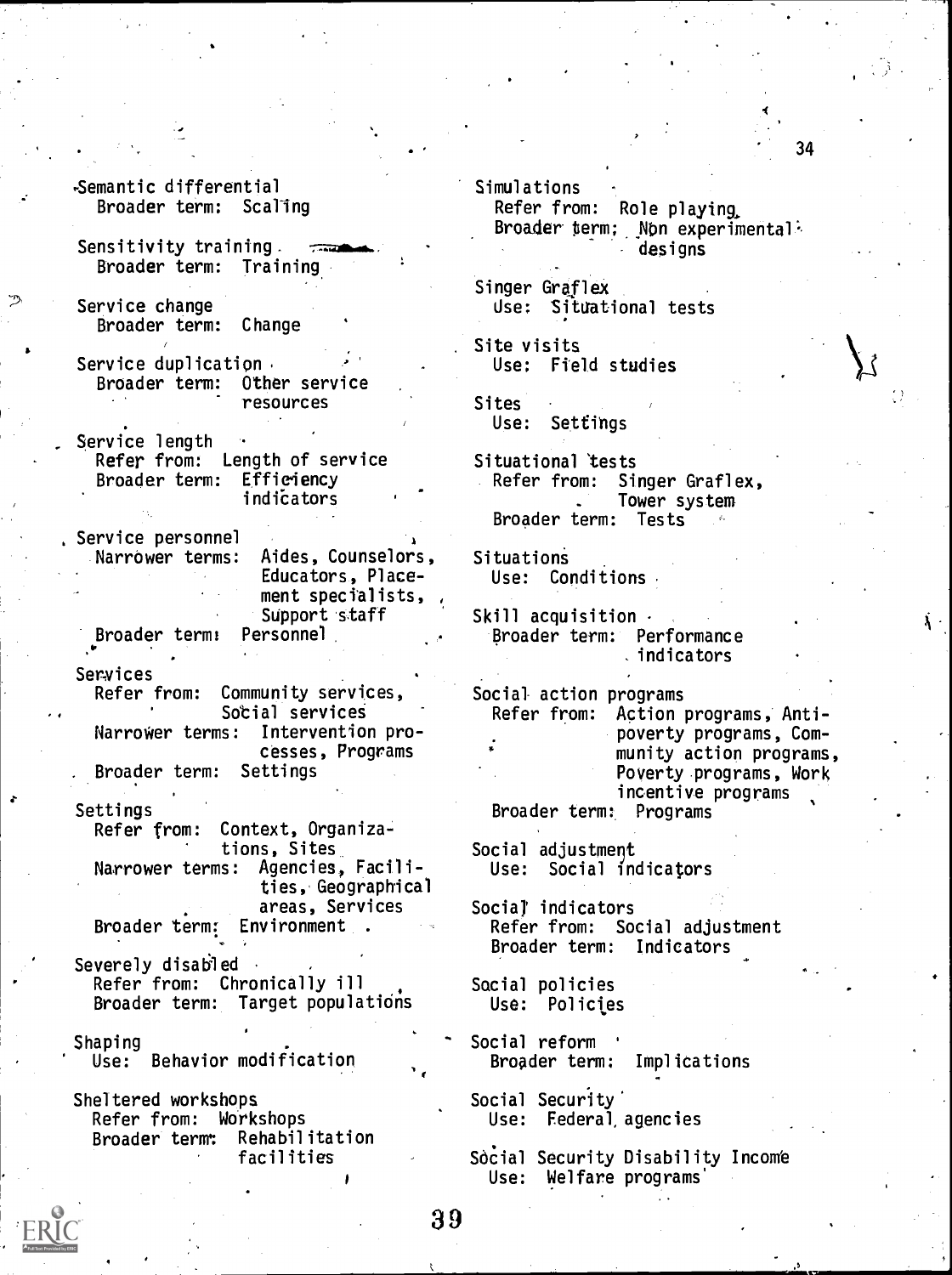Semantic differential
  Broader term: Scaling

Sensitivity training
  Broader term: Training

Service change
  Broader term: Change

Service duplication
  Broader term: Other service resources

Service length
  Refer from: Length of service
  Broader term: Efficiency indicators

Service personnel
  Narrower terms: Aides, Counselors, Educators, Placement specialists, Support staff
  Broader term: Personnel

Services
  Refer from: Community services, Social services
  Narrower terms: Intervention processes, Programs
  Broader term: Settings

Settings
  Refer from: Context, Organizations, Sites
  Narrower terms: Agencies, Facilities, Geographical areas, Services
  Broader term: Environment

Severely disabled
  Refer from: Chronically ill
  Broader term: Target populations

Shaping
  Use: Behavior modification

Sheltered workshops
  Refer from: Workshops
  Broader term: Rehabilitation facilities

Simulations
  Refer from: Role playing
  Broader term: Non experimental designs

Singer Graflex
  Use: Situational tests

Site visits
  Use: Field studies

Sites
  Use: Settings

Situational tests
  Refer from: Singer Graflex, Tower system
  Broader term: Tests

Situations
  Use: Conditions

Skill acquisition
  Broader term: Performance indicators

Social action programs
  Refer from: Action programs, Anti-poverty programs, Community action programs, Poverty programs, Work incentive programs
  Broader term: Programs

Social adjustment
  Use: Social indicators

Social indicators
  Refer from: Social adjustment
  Broader term: Indicators

Social policies
  Use: Policies

Social reform
  Broader term: Implications

Social Security
  Use: Federal agencies

Social Security Disability Income
  Use: Welfare programs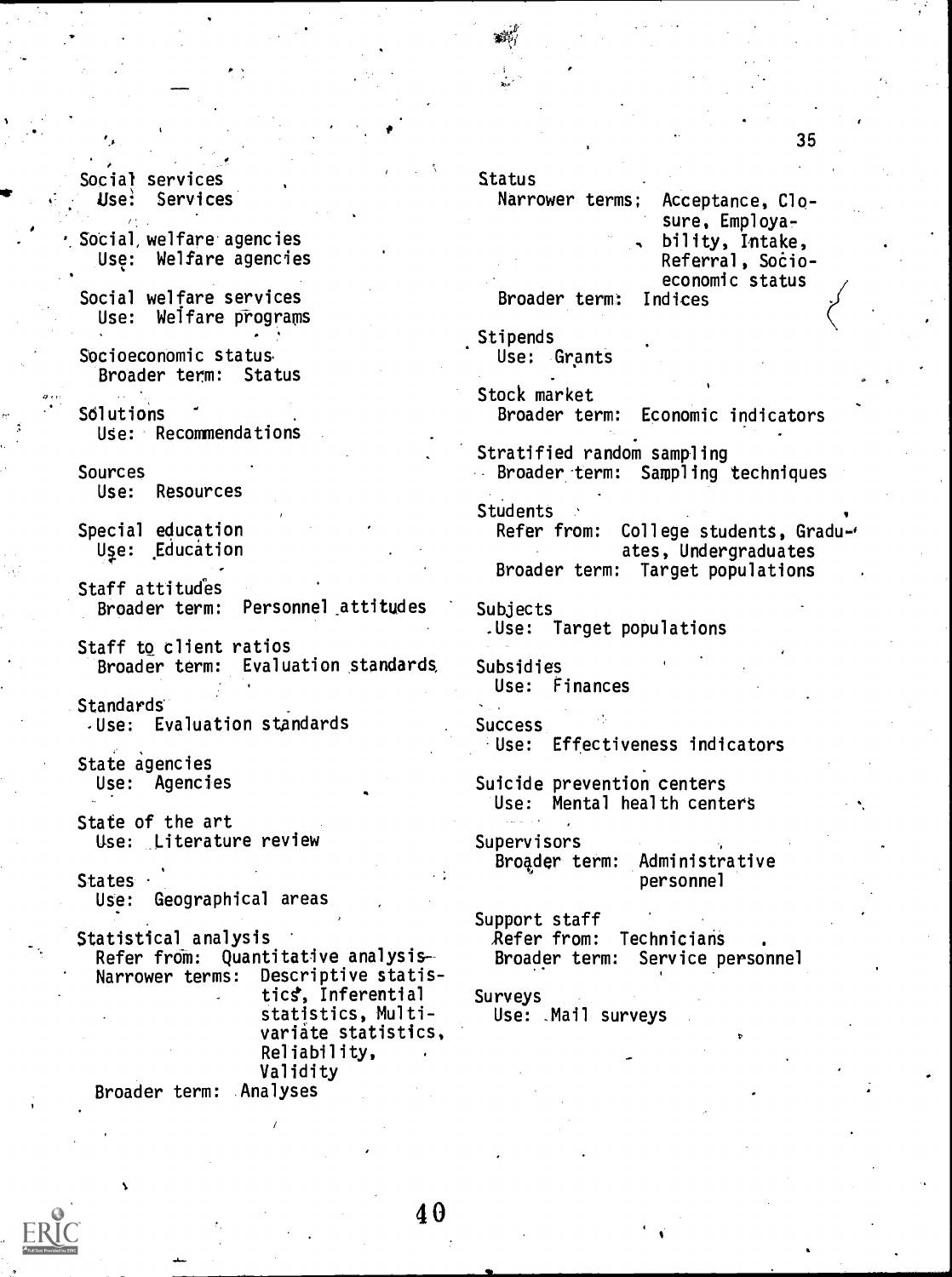Social services
  Use: Services

Social welfare agencies
  Use: Welfare agencies

Social welfare services
  Use: Welfare programs

Socioeconomic status
  Broader term: Status

Solutions
  Use: Recommendations

Sources
  Use: Resources

Special education
  Use: Education

Staff attitudes
  Broader term: Personnel attitudes

Staff to client ratios
  Broader term: Evaluation standards

Standards
  Use: Evaluation standards

State agencies
  Use: Agencies

State of the art
  Use: Literature review

States
  Use: Geographical areas

Statistical analysis
  Refer from: Quantitative analysis
  Narrower terms: Descriptive statistics, Inferential statistics, Multivariate statistics, Reliability, Validity
  Broader term: Analyses

Status
  Narrower terms: Acceptance, Closure, Employability, Intake, Referral, Socioeconomic status
  Broader term: Indices

Stipends
  Use: Grants

Stock market
  Broader term: Economic indicators

Stratified random sampling
  Broader term: Sampling techniques

Students
  Refer from: College students, Graduates, Undergraduates
  Broader term: Target populations

Subjects
  Use: Target populations

Subsidies
  Use: Finances

Success
  Use: Effectiveness indicators

Suicide prevention centers
  Use: Mental health centers

Supervisors
  Broader term: Administrative personnel

Support staff
  Refer from: Technicians
  Broader term: Service personnel

Surveys
  Use: Mail surveys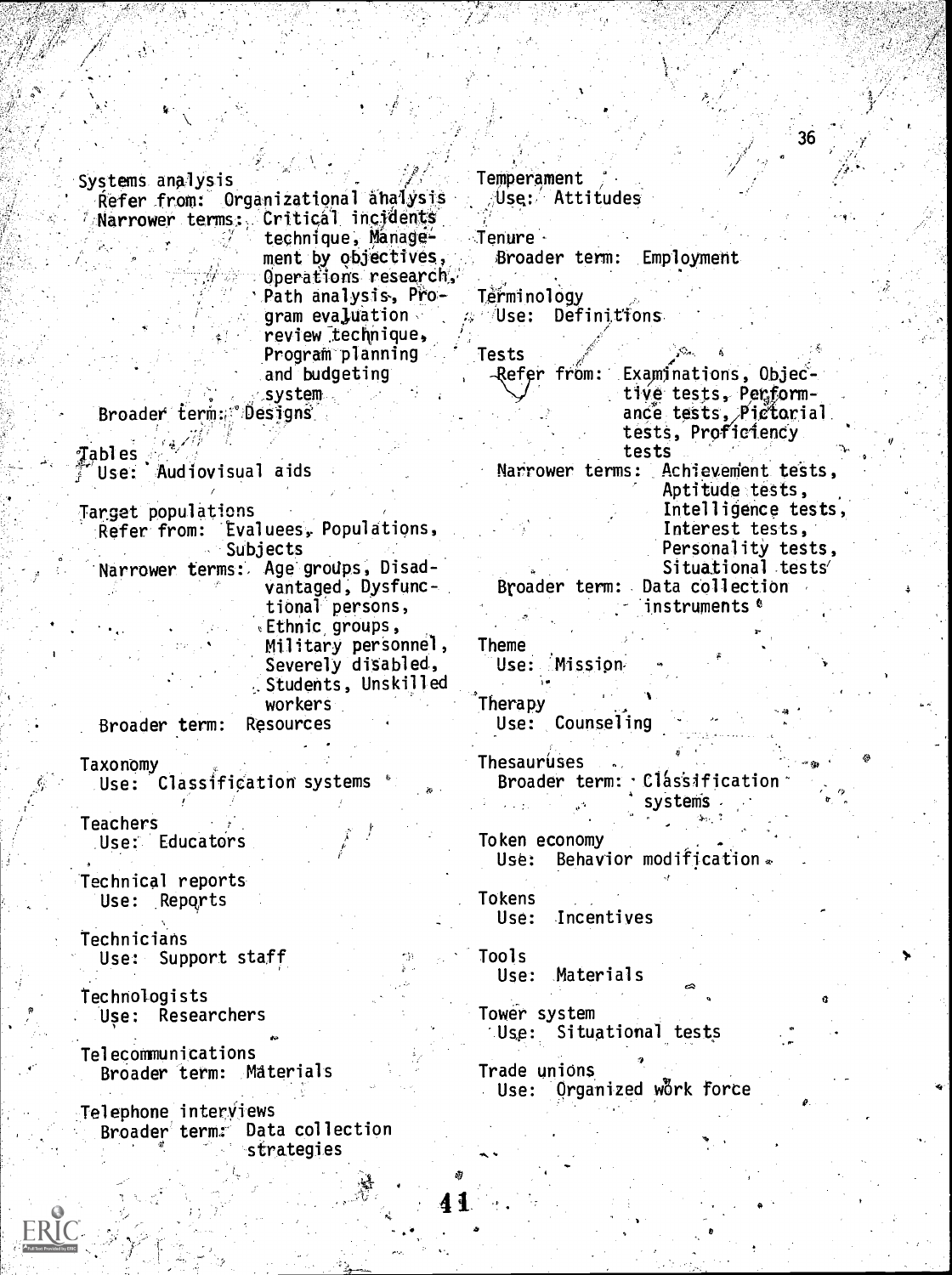Systems analysis
  Refer from: Organizational analysis
  Narrower terms: Critical incidents technique, Management by objectives, Operations research, Path analysis, Program evaluation review technique, Program planning and budgeting system
  Broader term: Designs

Tables
  Use: Audiovisual aids

Target populations
  Refer from: Evaluees, Populations, Subjects
  Narrower terms: Age groups, Disadvantaged, Dysfunctional persons, Ethnic groups, Military personnel, Severely disabled, Students, Unskilled workers
  Broader term: Resources

Taxonomy
  Use: Classification systems

Teachers
  Use: Educators

Technical reports
  Use: Reports

Technicians
  Use: Support staff

Technologists
  Use: Researchers

Telecommunications
  Broader term: Materials

Telephone interviews
  Broader term: Data collection strategies

Temperament
  Use: Attitudes

Tenure
  Broader term: Employment

Terminology
  Use: Definitions

Tests
  Refer from: Examinations, Objective tests, Performance tests, Pictorial tests, Proficiency tests
  Narrower terms: Achievement tests, Aptitude tests, Intelligence tests, Interest tests, Personality tests, Situational tests
  Broader term: Data collection instruments

Theme
  Use: Mission

Therapy
  Use: Counseling

Thesauruses
  Broader term: Classification systems

Token economy
  Use: Behavior modification

Tokens
  Use: Incentives

Tools
  Use: Materials

Tower system
  Use: Situational tests

Trade unions
  Use: Organized work force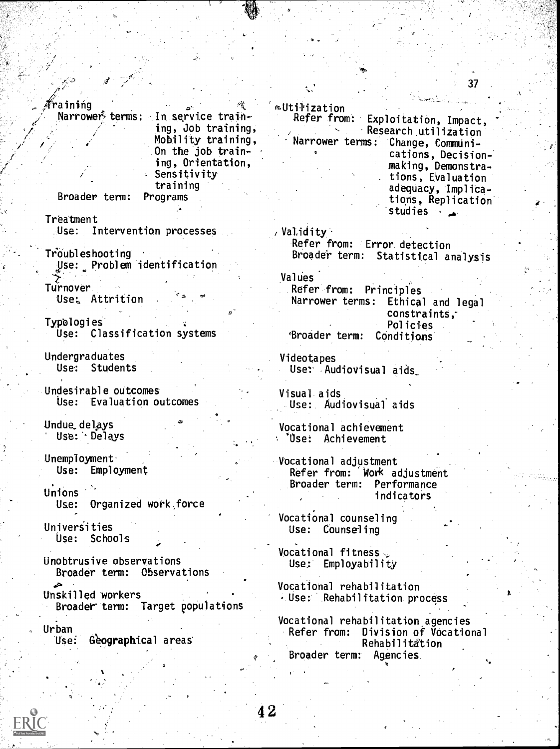Training
  Narrower terms: In service training, Job training, Mobility training, On the job training, Orientation, Sensitivity training
  Broader term: Programs

Treatment
  Use: Intervention processes

Troubleshooting
  Use: Problem identification

Turnover
  Use: Attrition

Typologies
  Use: Classification systems

Undergraduates
  Use: Students

Undesirable outcomes
  Use: Evaluation outcomes

Undue delays
  Use: Delays

Unemployment
  Use: Employment

Unions
  Use: Organized work force

Universities
  Use: Schools

Unobtrusive observations
  Broader term: Observations

Unskilled workers
  Broader term: Target populations

Urban
  Use: Geographical areas

Utilization
  Refer from: Exploitation, Impact, Research utilization
  Narrower terms: Change, Communications, Decision-making, Demonstrations, Evaluation adequacy, Implications, Replication studies

Validity
  Refer from: Error detection
  Broader term: Statistical analysis

Values
  Refer from: Principles
  Narrower terms: Ethical and legal constraints, Policies
  Broader term: Conditions

Videotapes
  Use: Audiovisual aids

Visual aids
  Use: Audiovisual aids

Vocational achievement
  Use: Achievement

Vocational adjustment
  Refer from: Work adjustment
  Broader term: Performance indicators

Vocational counseling
  Use: Counseling

Vocational fitness
  Use: Employability

Vocational rehabilitation
  Use: Rehabilitation process

Vocational rehabilitation agencies
  Refer from: Division of Vocational Rehabilitation
  Broader term: Agencies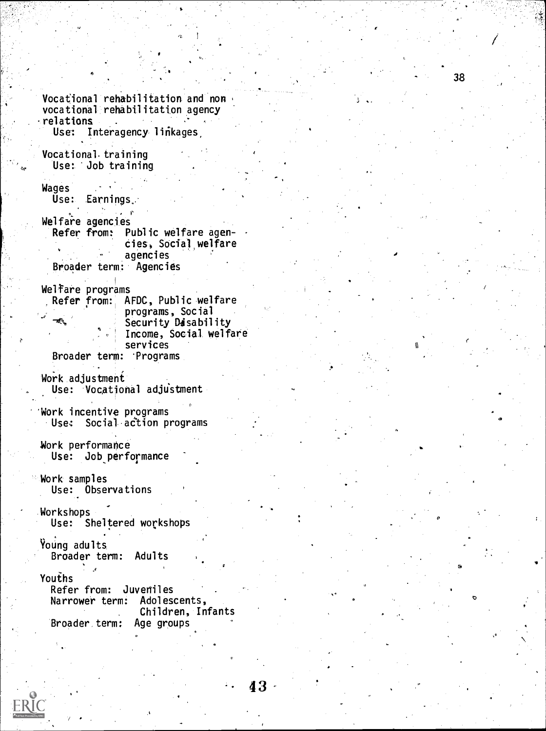Vocational rehabilitation and non vocational rehabilitation agency relations
  Use: Interagency linkages

Vocational training
  Use: Job training

Wages
  Use: Earnings

Welfare agencies
  Refer from: Public welfare agencies, Social welfare agencies
  Broader term: Agencies

Welfare programs
  Refer from: AFDC, Public welfare programs, Social Security Disability Income, Social welfare services
  Broader term: Programs

Work adjustment
  Use: Vocational adjustment

Work incentive programs
  Use: Social action programs

Work performance
  Use: Job performance

Work samples
  Use: Observations

Workshops
  Use: Sheltered workshops

Young adults
  Broader term: Adults

Youths
  Refer from: Juveniles
  Narrower term: Adolescents, Children, Infants
  Broader term: Age groups